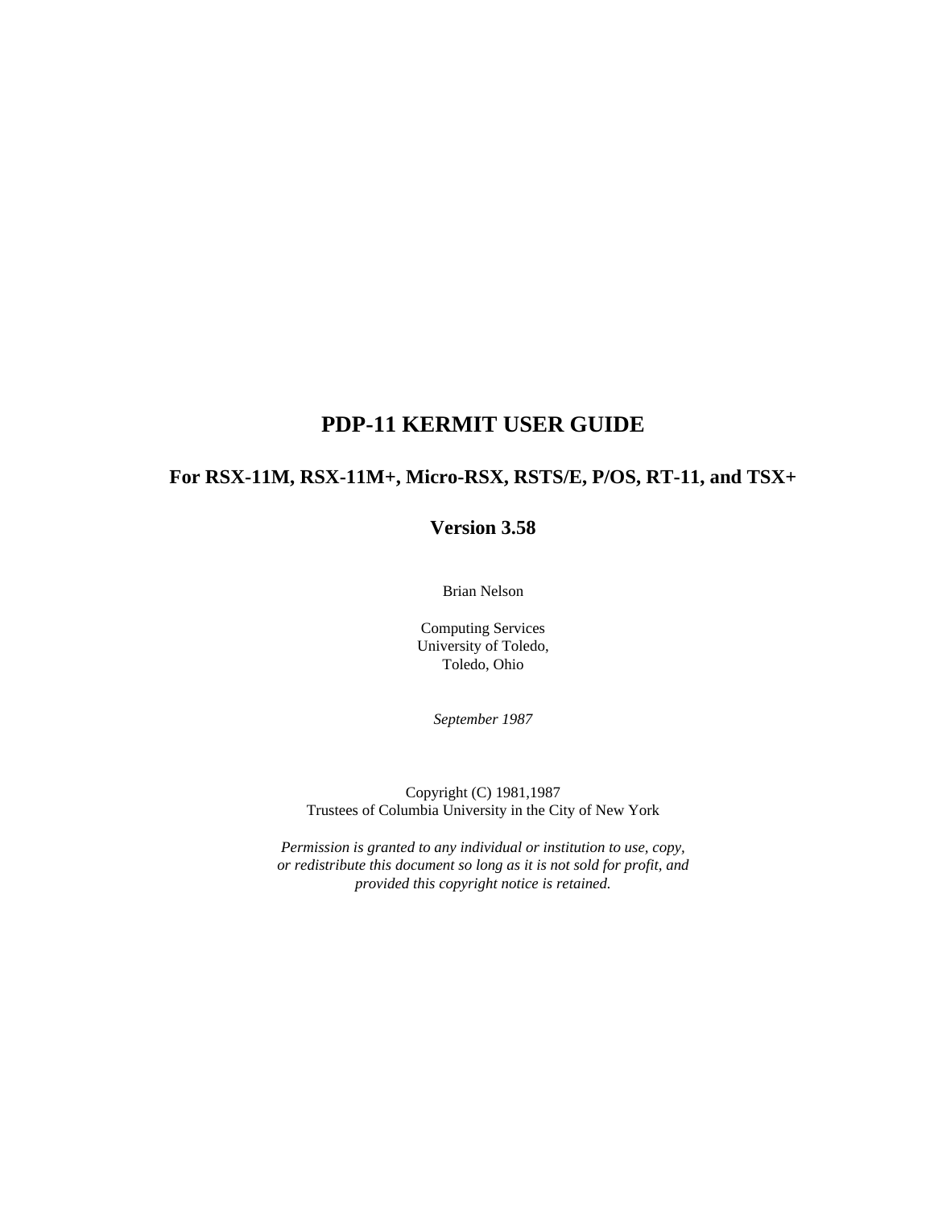# PDP-11 KERMIT USER GUIDE

## For RSX-11M, RSX-11M+, Micro-RSX, RSTS/E, P/OS, RT-11, and TSX+

## Version 3.58

Brian Nelson

Computing Services
University of Toledo,
Toledo, Ohio

*September 1987*

Copyright (C) 1981,1987
Trustees of Columbia University in the City of New York

*Permission is granted to any individual or institution to use, copy, or redistribute this document so long as it is not sold for profit, and provided this copyright notice is retained.*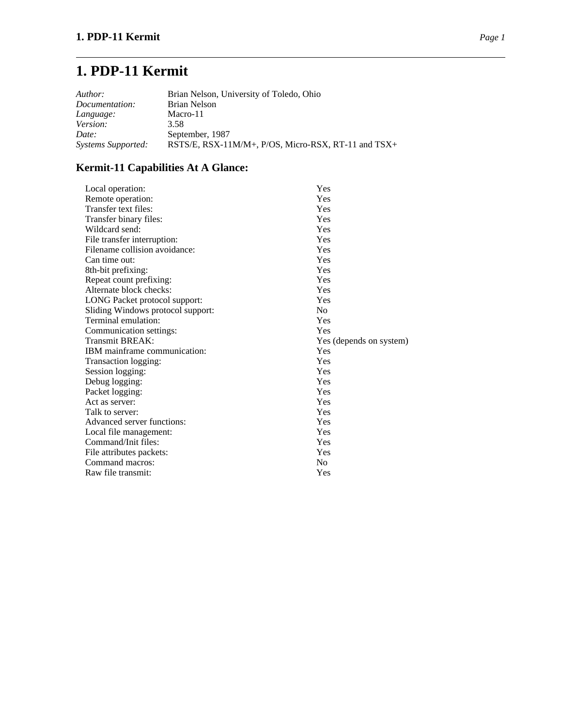# 1. PDP-11 Kermit

*Author:* Brian Nelson, University of Toledo, Ohio
*Documentation:* Brian Nelson
*Language:* Macro-11
*Version:* 3.58
*Date:* September, 1987
*Systems Supported:* RSTS/E, RSX-11M/M+, P/OS, Micro-RSX, RT-11 and TSX+

## Kermit-11 Capabilities At A Glance:

| | |
|---|---|
| Local operation: | Yes |
| Remote operation: | Yes |
| Transfer text files: | Yes |
| Transfer binary files: | Yes |
| Wildcard send: | Yes |
| File transfer interruption: | Yes |
| Filename collision avoidance: | Yes |
| Can time out: | Yes |
| 8th-bit prefixing: | Yes |
| Repeat count prefixing: | Yes |
| Alternate block checks: | Yes |
| LONG Packet protocol support: | Yes |
| Sliding Windows protocol support: | No |
| Terminal emulation: | Yes |
| Communication settings: | Yes |
| Transmit BREAK: | Yes (depends on system) |
| IBM mainframe communication: | Yes |
| Transaction logging: | Yes |
| Session logging: | Yes |
| Debug logging: | Yes |
| Packet logging: | Yes |
| Act as server: | Yes |
| Talk to server: | Yes |
| Advanced server functions: | Yes |
| Local file management: | Yes |
| Command/Init files: | Yes |
| File attributes packets: | Yes |
| Command macros: | No |
| Raw file transmit: | Yes |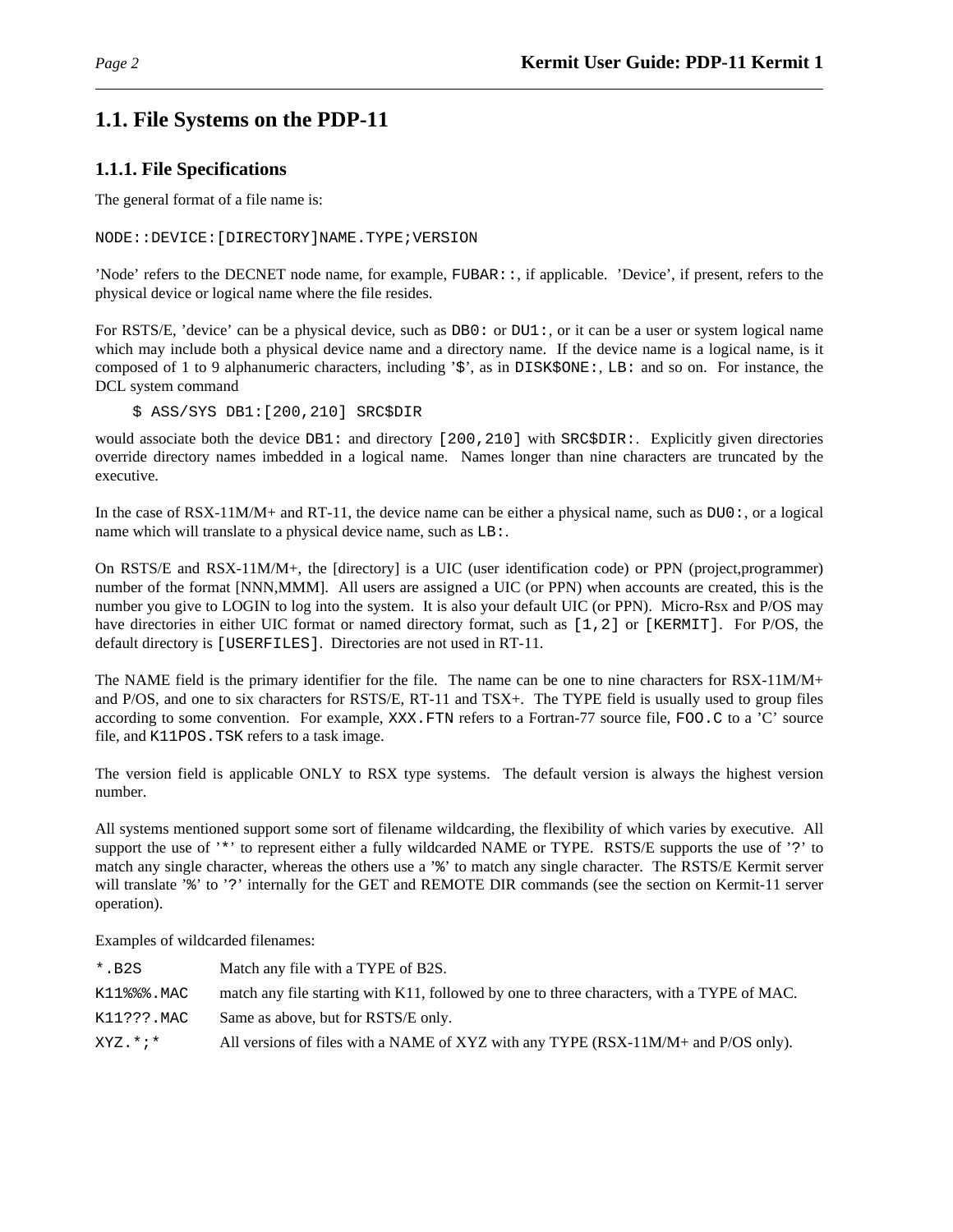## 1.1. File Systems on the PDP-11

### 1.1.1. File Specifications

The general format of a file name is:

```
NODE::DEVICE:[DIRECTORY]NAME.TYPE;VERSION
```

'Node' refers to the DECNET node name, for example, `FUBAR::`, if applicable. 'Device', if present, refers to the physical device or logical name where the file resides.

For RSTS/E, 'device' can be a physical device, such as `DB0:` or `DU1:`, or it can be a user or system logical name which may include both a physical device name and a directory name. If the device name is a logical name, is it composed of 1 to 9 alphanumeric characters, including '$', as in `DISK$ONE:`, `LB:` and so on. For instance, the DCL system command

```
$ ASS/SYS DB1:[200,210] SRC$DIR
```

would associate both the device `DB1:` and directory `[200,210]` with `SRC$DIR:`. Explicitly given directories override directory names imbedded in a logical name. Names longer than nine characters are truncated by the executive.

In the case of RSX-11M/M+ and RT-11, the device name can be either a physical name, such as `DU0:`, or a logical name which will translate to a physical device name, such as `LB:`.

On RSTS/E and RSX-11M/M+, the [directory] is a UIC (user identification code) or PPN (project,programmer) number of the format [NNN,MMM]. All users are assigned a UIC (or PPN) when accounts are created, this is the number you give to LOGIN to log into the system. It is also your default UIC (or PPN). Micro-Rsx and P/OS may have directories in either UIC format or named directory format, such as `[1,2]` or `[KERMIT]`. For P/OS, the default directory is `[USERFILES]`. Directories are not used in RT-11.

The NAME field is the primary identifier for the file. The name can be one to nine characters for RSX-11M/M+ and P/OS, and one to six characters for RSTS/E, RT-11 and TSX+. The TYPE field is usually used to group files according to some convention. For example, `XXX.FTN` refers to a Fortran-77 source file, `FOO.C` to a 'C' source file, and `K11POS.TSK` refers to a task image.

The version field is applicable ONLY to RSX type systems. The default version is always the highest version number.

All systems mentioned support some sort of filename wildcarding, the flexibility of which varies by executive. All support the use of '*' to represent either a fully wildcarded NAME or TYPE. RSTS/E supports the use of '?' to match any single character, whereas the others use a '%' to match any single character. The RSTS/E Kermit server will translate '%' to '?' internally for the GET and REMOTE DIR commands (see the section on Kermit-11 server operation).

Examples of wildcarded filenames:

| | |
|---|---|
| `*.B2S` | Match any file with a TYPE of B2S. |
| `K11%%%.MAC` | match any file starting with K11, followed by one to three characters, with a TYPE of MAC. |
| `K11???.MAC` | Same as above, but for RSTS/E only. |
| `XYZ.*;*` | All versions of files with a NAME of XYZ with any TYPE (RSX-11M/M+ and P/OS only). |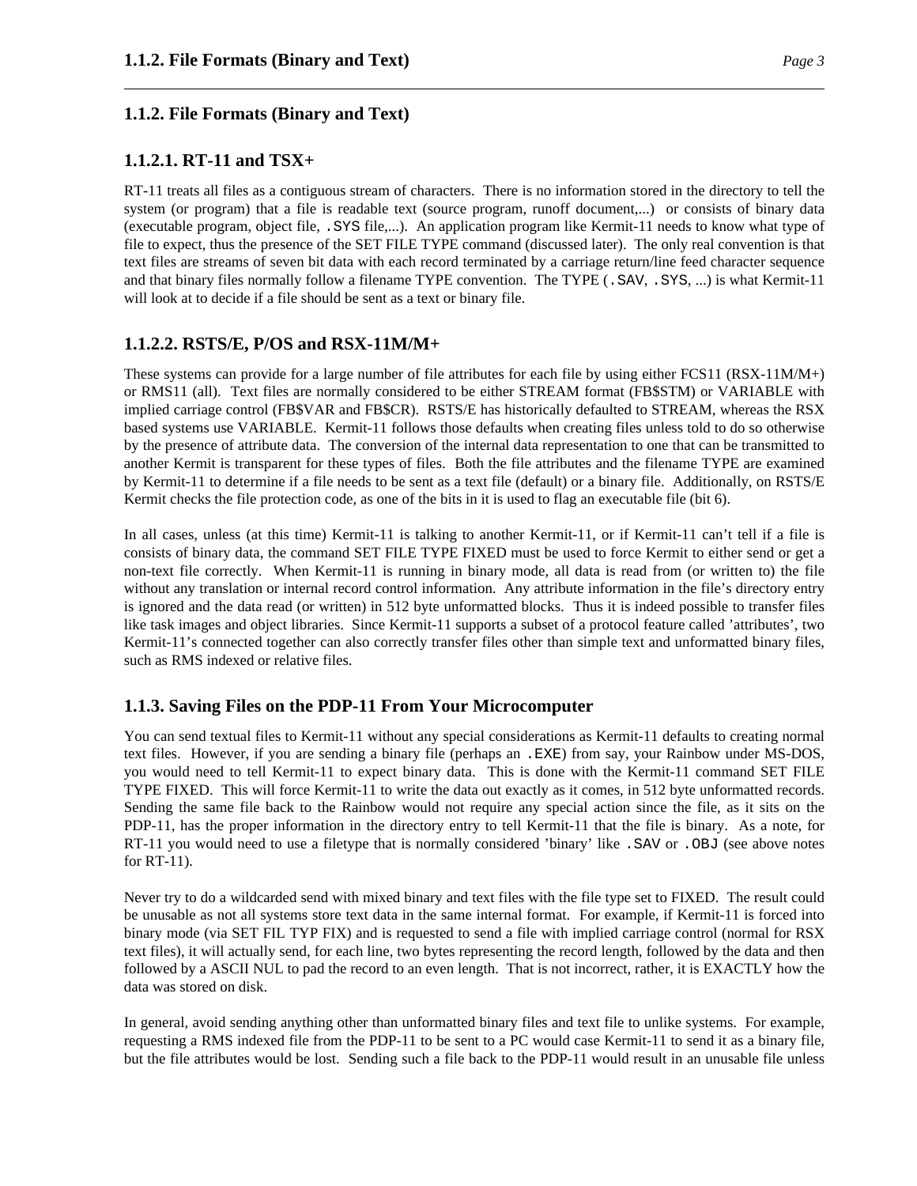## 1.1.2. File Formats (Binary and Text)

### 1.1.2.1. RT-11 and TSX+

RT-11 treats all files as a contiguous stream of characters. There is no information stored in the directory to tell the system (or program) that a file is readable text (source program, runoff document,...) or consists of binary data (executable program, object file, `.SYS` file,...). An application program like Kermit-11 needs to know what type of file to expect, thus the presence of the SET FILE TYPE command (discussed later). The only real convention is that text files are streams of seven bit data with each record terminated by a carriage return/line feed character sequence and that binary files normally follow a filename TYPE convention. The TYPE (`.SAV`, `.SYS`, ...) is what Kermit-11 will look at to decide if a file should be sent as a text or binary file.

### 1.1.2.2. RSTS/E, P/OS and RSX-11M/M+

These systems can provide for a large number of file attributes for each file by using either FCS11 (RSX-11M/M+) or RMS11 (all). Text files are normally considered to be either STREAM format (FB$STM) or VARIABLE with implied carriage control (FB$VAR and FB$CR). RSTS/E has historically defaulted to STREAM, whereas the RSX based systems use VARIABLE. Kermit-11 follows those defaults when creating files unless told to do so otherwise by the presence of attribute data. The conversion of the internal data representation to one that can be transmitted to another Kermit is transparent for these types of files. Both the file attributes and the filename TYPE are examined by Kermit-11 to determine if a file needs to be sent as a text file (default) or a binary file. Additionally, on RSTS/E Kermit checks the file protection code, as one of the bits in it is used to flag an executable file (bit 6).

In all cases, unless (at this time) Kermit-11 is talking to another Kermit-11, or if Kermit-11 can't tell if a file is consists of binary data, the command SET FILE TYPE FIXED must be used to force Kermit to either send or get a non-text file correctly. When Kermit-11 is running in binary mode, all data is read from (or written to) the file without any translation or internal record control information. Any attribute information in the file's directory entry is ignored and the data read (or written) in 512 byte unformatted blocks. Thus it is indeed possible to transfer files like task images and object libraries. Since Kermit-11 supports a subset of a protocol feature called 'attributes', two Kermit-11's connected together can also correctly transfer files other than simple text and unformatted binary files, such as RMS indexed or relative files.

## 1.1.3. Saving Files on the PDP-11 From Your Microcomputer

You can send textual files to Kermit-11 without any special considerations as Kermit-11 defaults to creating normal text files. However, if you are sending a binary file (perhaps an `.EXE`) from say, your Rainbow under MS-DOS, you would need to tell Kermit-11 to expect binary data. This is done with the Kermit-11 command SET FILE TYPE FIXED. This will force Kermit-11 to write the data out exactly as it comes, in 512 byte unformatted records. Sending the same file back to the Rainbow would not require any special action since the file, as it sits on the PDP-11, has the proper information in the directory entry to tell Kermit-11 that the file is binary. As a note, for RT-11 you would need to use a filetype that is normally considered 'binary' like `.SAV` or `.OBJ` (see above notes for RT-11).

Never try to do a wildcarded send with mixed binary and text files with the file type set to FIXED. The result could be unusable as not all systems store text data in the same internal format. For example, if Kermit-11 is forced into binary mode (via SET FIL TYP FIX) and is requested to send a file with implied carriage control (normal for RSX text files), it will actually send, for each line, two bytes representing the record length, followed by the data and then followed by a ASCII NUL to pad the record to an even length. That is not incorrect, rather, it is EXACTLY how the data was stored on disk.

In general, avoid sending anything other than unformatted binary files and text file to unlike systems. For example, requesting a RMS indexed file from the PDP-11 to be sent to a PC would case Kermit-11 to send it as a binary file, but the file attributes would be lost. Sending such a file back to the PDP-11 would result in an unusable file unless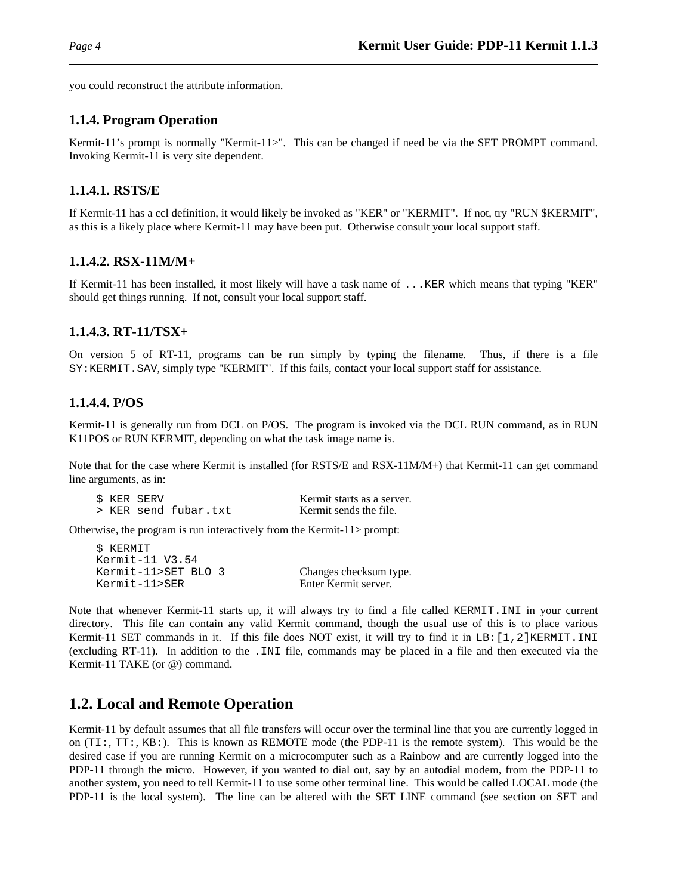you could reconstruct the attribute information.

### 1.1.4. Program Operation

Kermit-11's prompt is normally "Kermit-11>". This can be changed if need be via the SET PROMPT command. Invoking Kermit-11 is very site dependent.

#### 1.1.4.1. RSTS/E

If Kermit-11 has a ccl definition, it would likely be invoked as "KER" or "KERMIT". If not, try "RUN $KERMIT", as this is a likely place where Kermit-11 may have been put. Otherwise consult your local support staff.

#### 1.1.4.2. RSX-11M/M+

If Kermit-11 has been installed, it most likely will have a task name of `...KER` which means that typing "KER" should get things running. If not, consult your local support staff.

#### 1.1.4.3. RT-11/TSX+

On version 5 of RT-11, programs can be run simply by typing the filename. Thus, if there is a file `SY:KERMIT.SAV`, simply type "KERMIT". If this fails, contact your local support staff for assistance.

#### 1.1.4.4. P/OS

Kermit-11 is generally run from DCL on P/OS. The program is invoked via the DCL RUN command, as in RUN K11POS or RUN KERMIT, depending on what the task image name is.

Note that for the case where Kermit is installed (for RSTS/E and RSX-11M/M+) that Kermit-11 can get command line arguments, as in:

```
$ KER SERV                    Kermit starts as a server.
> KER send fubar.txt          Kermit sends the file.
```

Otherwise, the program is run interactively from the Kermit-11> prompt:

```
$ KERMIT
Kermit-11 V3.54
Kermit-11>SET BLO 3           Changes checksum type.
Kermit-11>SER                 Enter Kermit server.
```

Note that whenever Kermit-11 starts up, it will always try to find a file called `KERMIT.INI` in your current directory. This file can contain any valid Kermit command, though the usual use of this is to place various Kermit-11 SET commands in it. If this file does NOT exist, it will try to find it in `LB:[1,2]KERMIT.INI` (excluding RT-11). In addition to the `.INI` file, commands may be placed in a file and then executed via the Kermit-11 TAKE (or @) command.

## 1.2. Local and Remote Operation

Kermit-11 by default assumes that all file transfers will occur over the terminal line that you are currently logged in on (`TI:`, `TT:`, `KB:`). This is known as REMOTE mode (the PDP-11 is the remote system). This would be the desired case if you are running Kermit on a microcomputer such as a Rainbow and are currently logged into the PDP-11 through the micro. However, if you wanted to dial out, say by an autodial modem, from the PDP-11 to another system, you need to tell Kermit-11 to use some other terminal line. This would be called LOCAL mode (the PDP-11 is the local system). The line can be altered with the SET LINE command (see section on SET and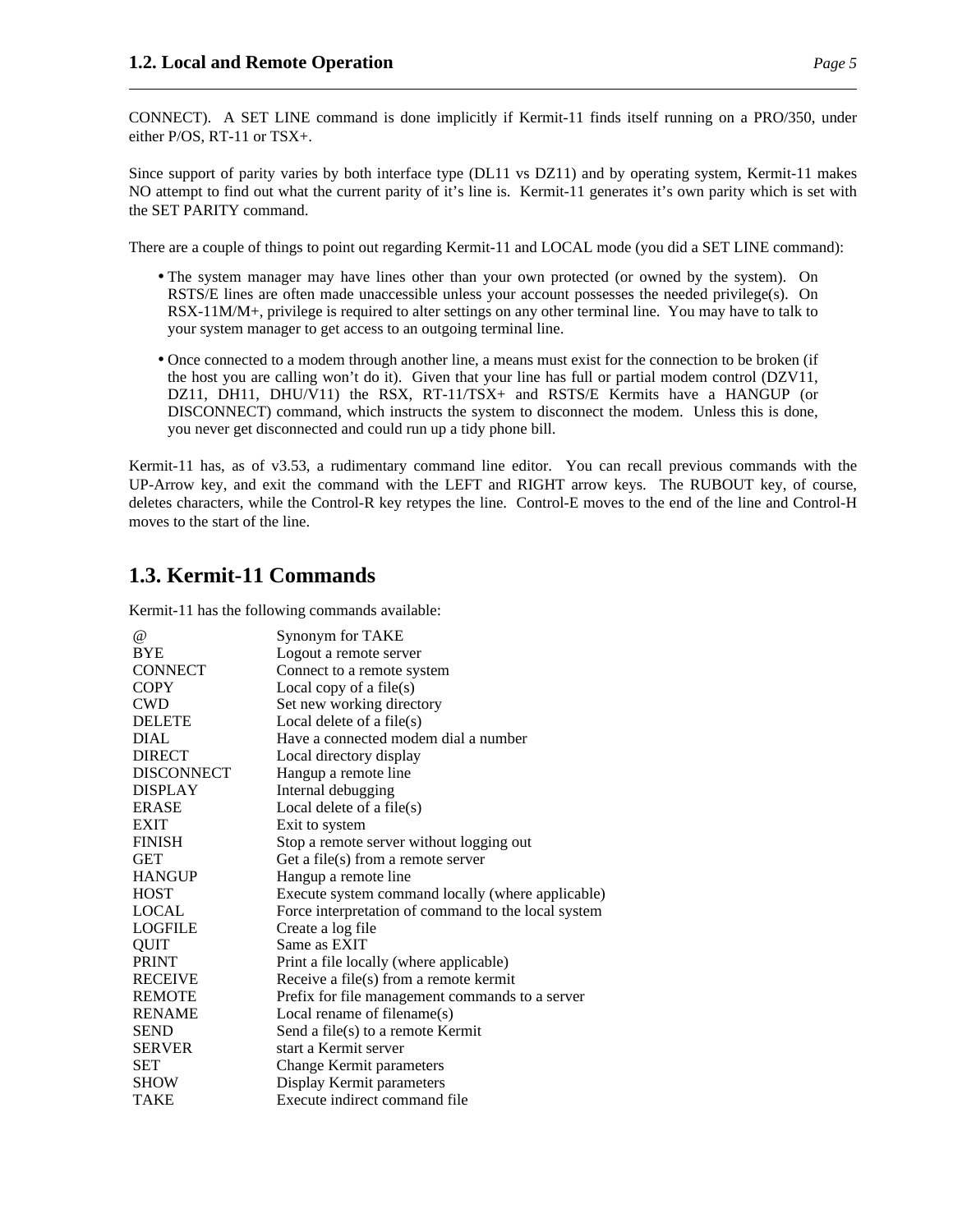CONNECT). A SET LINE command is done implicitly if Kermit-11 finds itself running on a PRO/350, under either P/OS, RT-11 or TSX+.

Since support of parity varies by both interface type (DL11 vs DZ11) and by operating system, Kermit-11 makes NO attempt to find out what the current parity of it's line is. Kermit-11 generates it's own parity which is set with the SET PARITY command.

There are a couple of things to point out regarding Kermit-11 and LOCAL mode (you did a SET LINE command):

- The system manager may have lines other than your own protected (or owned by the system). On RSTS/E lines are often made unaccessible unless your account possesses the needed privilege(s). On RSX-11M/M+, privilege is required to alter settings on any other terminal line. You may have to talk to your system manager to get access to an outgoing terminal line.

- Once connected to a modem through another line, a means must exist for the connection to be broken (if the host you are calling won't do it). Given that your line has full or partial modem control (DZV11, DZ11, DH11, DHU/V11) the RSX, RT-11/TSX+ and RSTS/E Kermits have a HANGUP (or DISCONNECT) command, which instructs the system to disconnect the modem. Unless this is done, you never get disconnected and could run up a tidy phone bill.

Kermit-11 has, as of v3.53, a rudimentary command line editor. You can recall previous commands with the UP-Arrow key, and exit the command with the LEFT and RIGHT arrow keys. The RUBOUT key, of course, deletes characters, while the Control-R key retypes the line. Control-E moves to the end of the line and Control-H moves to the start of the line.

## 1.3. Kermit-11 Commands

Kermit-11 has the following commands available:

| | |
|---|---|
| @ | Synonym for TAKE |
| BYE | Logout a remote server |
| CONNECT | Connect to a remote system |
| COPY | Local copy of a file(s) |
| CWD | Set new working directory |
| DELETE | Local delete of a file(s) |
| DIAL | Have a connected modem dial a number |
| DIRECT | Local directory display |
| DISCONNECT | Hangup a remote line |
| DISPLAY | Internal debugging |
| ERASE | Local delete of a file(s) |
| EXIT | Exit to system |
| FINISH | Stop a remote server without logging out |
| GET | Get a file(s) from a remote server |
| HANGUP | Hangup a remote line |
| HOST | Execute system command locally (where applicable) |
| LOCAL | Force interpretation of command to the local system |
| LOGFILE | Create a log file |
| QUIT | Same as EXIT |
| PRINT | Print a file locally (where applicable) |
| RECEIVE | Receive a file(s) from a remote kermit |
| REMOTE | Prefix for file management commands to a server |
| RENAME | Local rename of filename(s) |
| SEND | Send a file(s) to a remote Kermit |
| SERVER | start a Kermit server |
| SET | Change Kermit parameters |
| SHOW | Display Kermit parameters |
| TAKE | Execute indirect command file |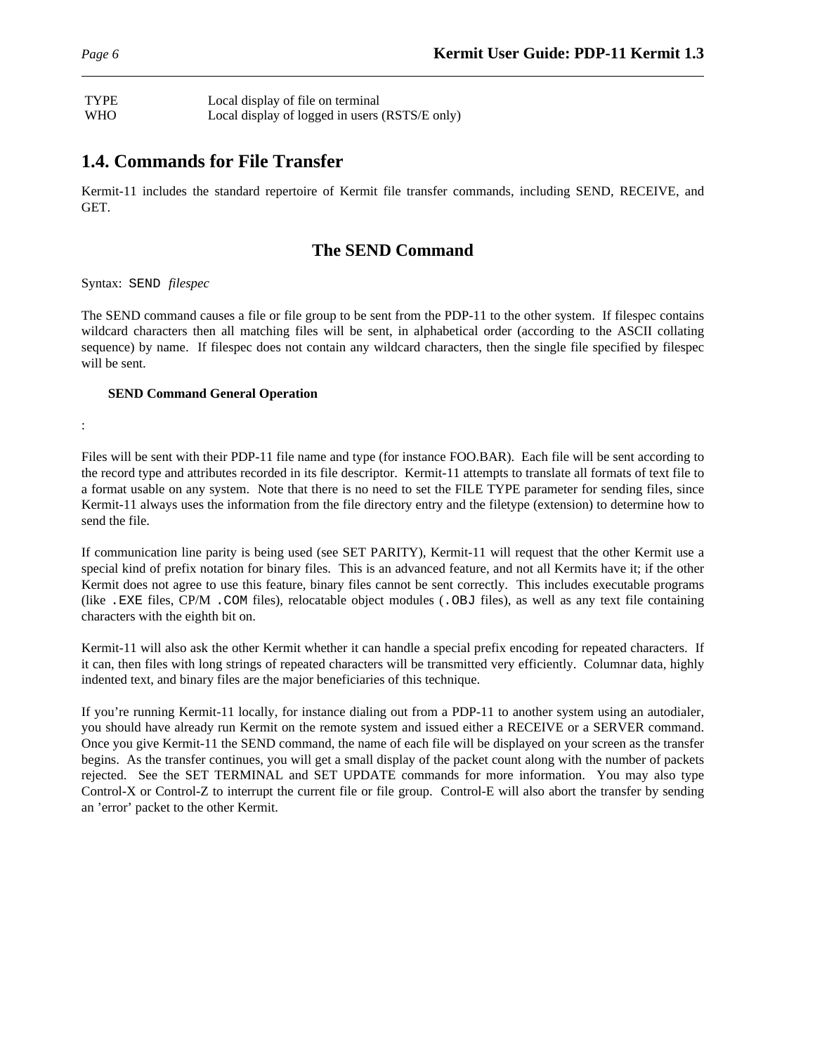| | |
|---|---|
| TYPE | Local display of file on terminal |
| WHO | Local display of logged in users (RSTS/E only) |

## 1.4. Commands for File Transfer

Kermit-11 includes the standard repertoire of Kermit file transfer commands, including SEND, RECEIVE, and GET.

### The SEND Command

Syntax: `SEND` *filespec*

The SEND command causes a file or file group to be sent from the PDP-11 to the other system. If filespec contains wildcard characters then all matching files will be sent, in alphabetical order (according to the ASCII collating sequence) by name. If filespec does not contain any wildcard characters, then the single file specified by filespec will be sent.

#### SEND Command General Operation

:

Files will be sent with their PDP-11 file name and type (for instance FOO.BAR). Each file will be sent according to the record type and attributes recorded in its file descriptor. Kermit-11 attempts to translate all formats of text file to a format usable on any system. Note that there is no need to set the FILE TYPE parameter for sending files, since Kermit-11 always uses the information from the file directory entry and the filetype (extension) to determine how to send the file.

If communication line parity is being used (see SET PARITY), Kermit-11 will request that the other Kermit use a special kind of prefix notation for binary files. This is an advanced feature, and not all Kermits have it; if the other Kermit does not agree to use this feature, binary files cannot be sent correctly. This includes executable programs (like `.EXE` files, CP/M `.COM` files), relocatable object modules (`.OBJ` files), as well as any text file containing characters with the eighth bit on.

Kermit-11 will also ask the other Kermit whether it can handle a special prefix encoding for repeated characters. If it can, then files with long strings of repeated characters will be transmitted very efficiently. Columnar data, highly indented text, and binary files are the major beneficiaries of this technique.

If you're running Kermit-11 locally, for instance dialing out from a PDP-11 to another system using an autodialer, you should have already run Kermit on the remote system and issued either a RECEIVE or a SERVER command. Once you give Kermit-11 the SEND command, the name of each file will be displayed on your screen as the transfer begins. As the transfer continues, you will get a small display of the packet count along with the number of packets rejected. See the SET TERMINAL and SET UPDATE commands for more information. You may also type Control-X or Control-Z to interrupt the current file or file group. Control-E will also abort the transfer by sending an 'error' packet to the other Kermit.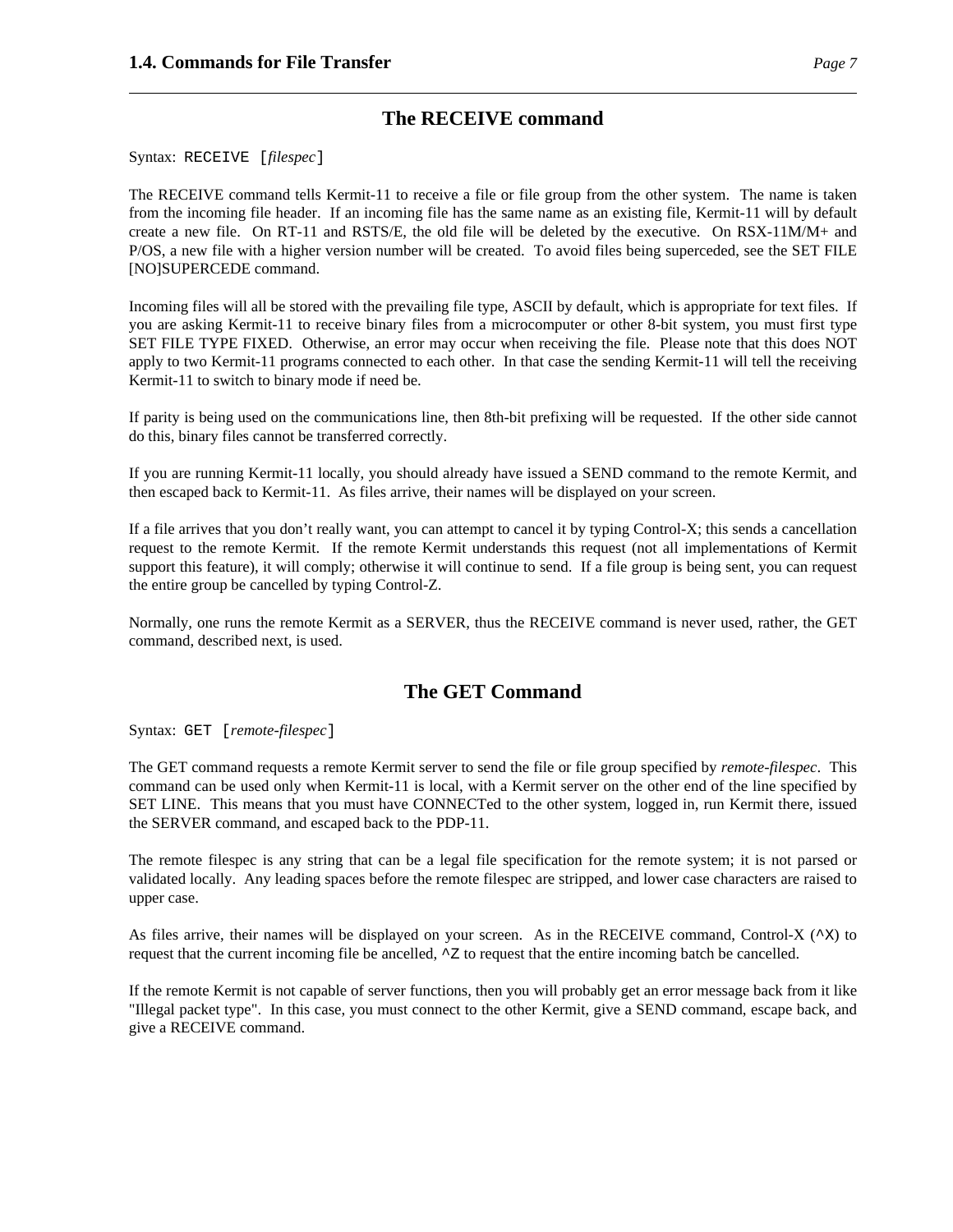## The RECEIVE command

Syntax: `RECEIVE [`*filespec*`]`

The RECEIVE command tells Kermit-11 to receive a file or file group from the other system. The name is taken from the incoming file header. If an incoming file has the same name as an existing file, Kermit-11 will by default create a new file. On RT-11 and RSTS/E, the old file will be deleted by the executive. On RSX-11M/M+ and P/OS, a new file with a higher version number will be created. To avoid files being superceded, see the SET FILE [NO]SUPERCEDE command.

Incoming files will all be stored with the prevailing file type, ASCII by default, which is appropriate for text files. If you are asking Kermit-11 to receive binary files from a microcomputer or other 8-bit system, you must first type SET FILE TYPE FIXED. Otherwise, an error may occur when receiving the file. Please note that this does NOT apply to two Kermit-11 programs connected to each other. In that case the sending Kermit-11 will tell the receiving Kermit-11 to switch to binary mode if need be.

If parity is being used on the communications line, then 8th-bit prefixing will be requested. If the other side cannot do this, binary files cannot be transferred correctly.

If you are running Kermit-11 locally, you should already have issued a SEND command to the remote Kermit, and then escaped back to Kermit-11. As files arrive, their names will be displayed on your screen.

If a file arrives that you don't really want, you can attempt to cancel it by typing Control-X; this sends a cancellation request to the remote Kermit. If the remote Kermit understands this request (not all implementations of Kermit support this feature), it will comply; otherwise it will continue to send. If a file group is being sent, you can request the entire group be cancelled by typing Control-Z.

Normally, one runs the remote Kermit as a SERVER, thus the RECEIVE command is never used, rather, the GET command, described next, is used.

## The GET Command

Syntax: `GET [`*remote-filespec*`]`

The GET command requests a remote Kermit server to send the file or file group specified by *remote-filespec*. This command can be used only when Kermit-11 is local, with a Kermit server on the other end of the line specified by SET LINE. This means that you must have CONNECTed to the other system, logged in, run Kermit there, issued the SERVER command, and escaped back to the PDP-11.

The remote filespec is any string that can be a legal file specification for the remote system; it is not parsed or validated locally. Any leading spaces before the remote filespec are stripped, and lower case characters are raised to upper case.

As files arrive, their names will be displayed on your screen. As in the RECEIVE command, Control-X (`^X`) to request that the current incoming file be ancelled, `^Z` to request that the entire incoming batch be cancelled.

If the remote Kermit is not capable of server functions, then you will probably get an error message back from it like "Illegal packet type". In this case, you must connect to the other Kermit, give a SEND command, escape back, and give a RECEIVE command.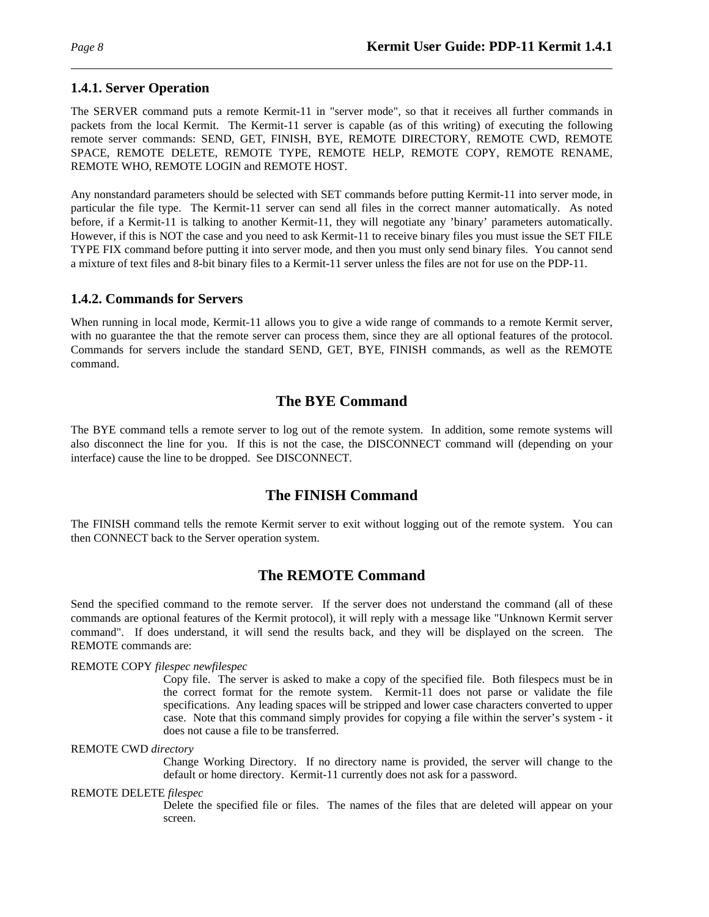### 1.4.1. Server Operation

The SERVER command puts a remote Kermit-11 in "server mode", so that it receives all further commands in packets from the local Kermit. The Kermit-11 server is capable (as of this writing) of executing the following remote server commands: SEND, GET, FINISH, BYE, REMOTE DIRECTORY, REMOTE CWD, REMOTE SPACE, REMOTE DELETE, REMOTE TYPE, REMOTE HELP, REMOTE COPY, REMOTE RENAME, REMOTE WHO, REMOTE LOGIN and REMOTE HOST.

Any nonstandard parameters should be selected with SET commands before putting Kermit-11 into server mode, in particular the file type. The Kermit-11 server can send all files in the correct manner automatically. As noted before, if a Kermit-11 is talking to another Kermit-11, they will negotiate any 'binary' parameters automatically. However, if this is NOT the case and you need to ask Kermit-11 to receive binary files you must issue the SET FILE TYPE FIX command before putting it into server mode, and then you must only send binary files. You cannot send a mixture of text files and 8-bit binary files to a Kermit-11 server unless the files are not for use on the PDP-11.

### 1.4.2. Commands for Servers

When running in local mode, Kermit-11 allows you to give a wide range of commands to a remote Kermit server, with no guarantee the that the remote server can process them, since they are all optional features of the protocol. Commands for servers include the standard SEND, GET, BYE, FINISH commands, as well as the REMOTE command.

## The BYE Command

The BYE command tells a remote server to log out of the remote system. In addition, some remote systems will also disconnect the line for you. If this is not the case, the DISCONNECT command will (depending on your interface) cause the line to be dropped. See DISCONNECT.

## The FINISH Command

The FINISH command tells the remote Kermit server to exit without logging out of the remote system. You can then CONNECT back to the Server operation system.

## The REMOTE Command

Send the specified command to the remote server. If the server does not understand the command (all of these commands are optional features of the Kermit protocol), it will reply with a message like "Unknown Kermit server command". If does understand, it will send the results back, and they will be displayed on the screen. The REMOTE commands are:

REMOTE COPY *filespec newfilespec*
: Copy file. The server is asked to make a copy of the specified file. Both filespecs must be in the correct format for the remote system. Kermit-11 does not parse or validate the file specifications. Any leading spaces will be stripped and lower case characters converted to upper case. Note that this command simply provides for copying a file within the server's system - it does not cause a file to be transferred.

REMOTE CWD *directory*
: Change Working Directory. If no directory name is provided, the server will change to the default or home directory. Kermit-11 currently does not ask for a password.

REMOTE DELETE *filespec*
: Delete the specified file or files. The names of the files that are deleted will appear on your screen.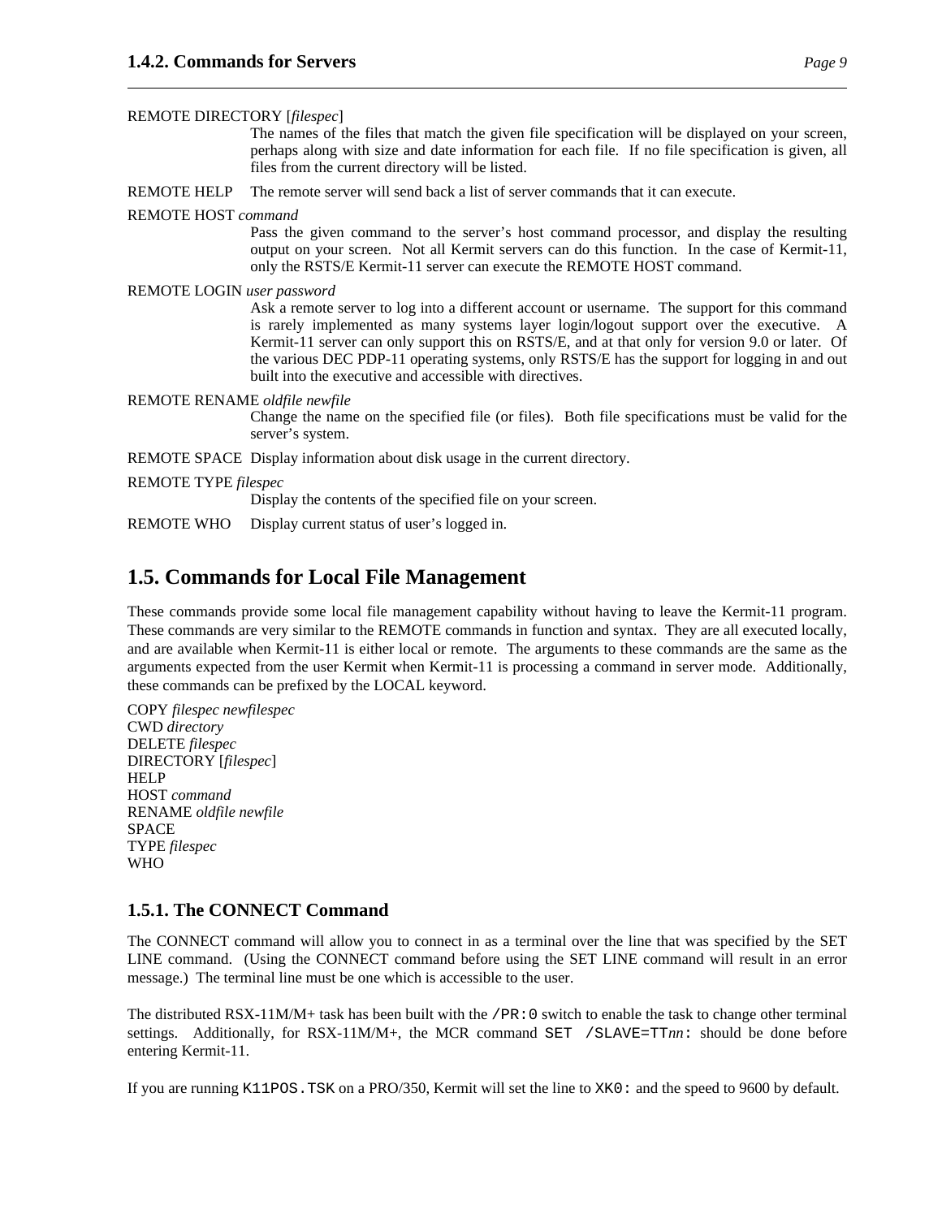REMOTE DIRECTORY [*filespec*]
: The names of the files that match the given file specification will be displayed on your screen, perhaps along with size and date information for each file. If no file specification is given, all files from the current directory will be listed.

REMOTE HELP
: The remote server will send back a list of server commands that it can execute.

REMOTE HOST *command*
: Pass the given command to the server's host command processor, and display the resulting output on your screen. Not all Kermit servers can do this function. In the case of Kermit-11, only the RSTS/E Kermit-11 server can execute the REMOTE HOST command.

REMOTE LOGIN *user password*
: Ask a remote server to log into a different account or username. The support for this command is rarely implemented as many systems layer login/logout support over the executive. A Kermit-11 server can only support this on RSTS/E, and at that only for version 9.0 or later. Of the various DEC PDP-11 operating systems, only RSTS/E has the support for logging in and out built into the executive and accessible with directives.

REMOTE RENAME *oldfile newfile*
: Change the name on the specified file (or files). Both file specifications must be valid for the server's system.

REMOTE SPACE
: Display information about disk usage in the current directory.

REMOTE TYPE *filespec*
: Display the contents of the specified file on your screen.

REMOTE WHO
: Display current status of user's logged in.

## 1.5. Commands for Local File Management

These commands provide some local file management capability without having to leave the Kermit-11 program. These commands are very similar to the REMOTE commands in function and syntax. They are all executed locally, and are available when Kermit-11 is either local or remote. The arguments to these commands are the same as the arguments expected from the user Kermit when Kermit-11 is processing a command in server mode. Additionally, these commands can be prefixed by the LOCAL keyword.

COPY *filespec newfilespec*
CWD *directory*
DELETE *filespec*
DIRECTORY [*filespec*]
HELP
HOST *command*
RENAME *oldfile newfile*
SPACE
TYPE *filespec*
WHO

### 1.5.1. The CONNECT Command

The CONNECT command will allow you to connect in as a terminal over the line that was specified by the SET LINE command. (Using the CONNECT command before using the SET LINE command will result in an error message.) The terminal line must be one which is accessible to the user.

The distributed RSX-11M/M+ task has been built with the `/PR:0` switch to enable the task to change other terminal settings. Additionally, for RSX-11M/M+, the MCR command `SET /SLAVE=TT`*nn*`:` should be done before entering Kermit-11.

If you are running `K11POS.TSK` on a PRO/350, Kermit will set the line to `XK0:` and the speed to 9600 by default.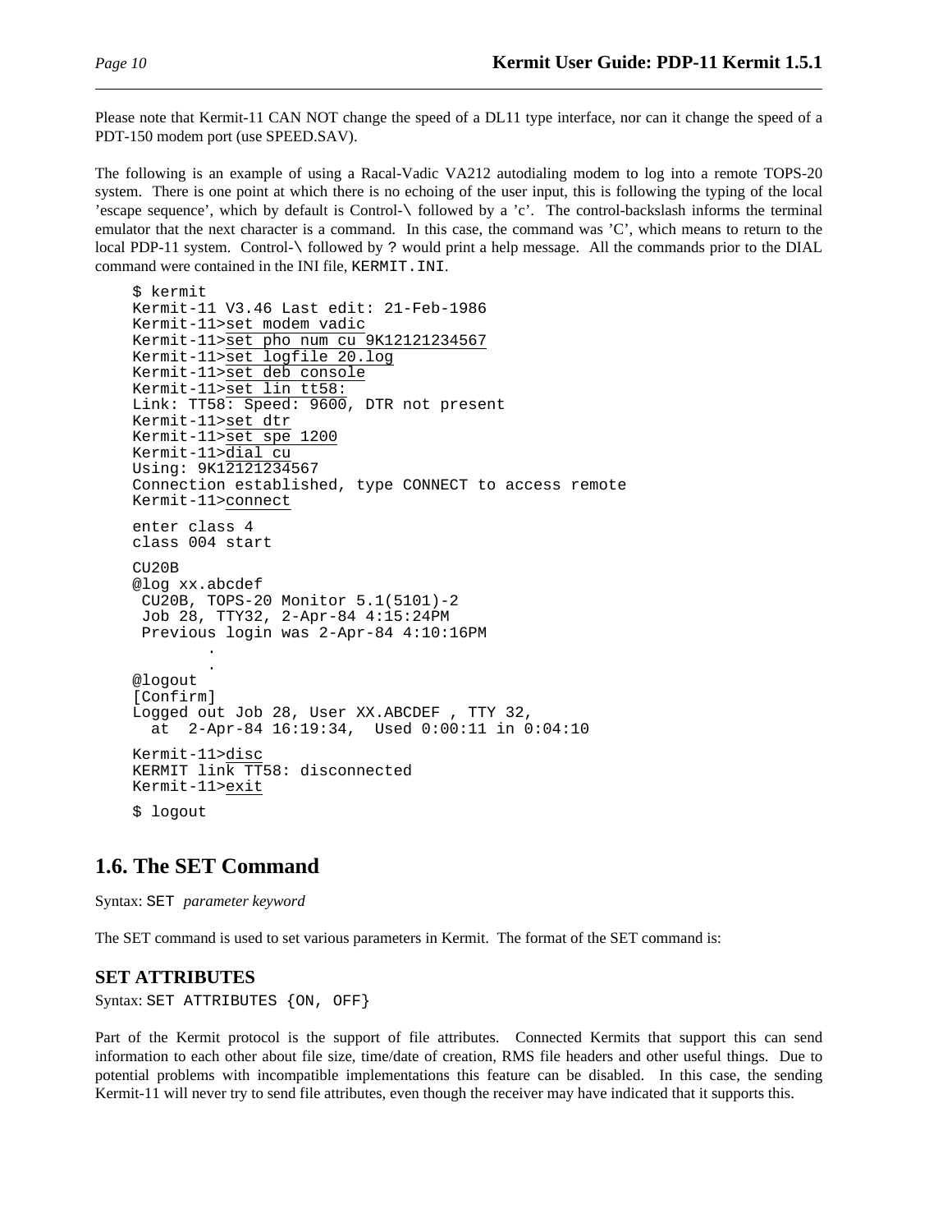Please note that Kermit-11 CAN NOT change the speed of a DL11 type interface, nor can it change the speed of a PDT-150 modem port (use SPEED.SAV).

The following is an example of using a Racal-Vadic VA212 autodialing modem to log into a remote TOPS-20 system. There is one point at which there is no echoing of the user input, this is following the typing of the local 'escape sequence', which by default is Control-\ followed by a 'c'. The control-backslash informs the terminal emulator that the next character is a command. In this case, the command was 'C', which means to return to the local PDP-11 system. Control-\ followed by ? would print a help message. All the commands prior to the DIAL command were contained in the INI file, `KERMIT.INI`.

```
$ kermit
Kermit-11 V3.46 Last edit: 21-Feb-1986
Kermit-11>set modem vadic
Kermit-11>set pho num cu 9K12121234567
Kermit-11>set logfile 20.log
Kermit-11>set deb console
Kermit-11>set lin tt58:
Link: TT58: Speed: 9600, DTR not present
Kermit-11>set dtr
Kermit-11>set spe 1200
Kermit-11>dial cu
Using: 9K12121234567
Connection established, type CONNECT to access remote
Kermit-11>connect

enter class 4
class 004 start

CU20B
@log xx.abcdef
 CU20B, TOPS-20 Monitor 5.1(5101)-2
 Job 28, TTY32, 2-Apr-84 4:15:24PM
 Previous login was 2-Apr-84 4:10:16PM
        .
        .
@logout
[Confirm]
Logged out Job 28, User XX.ABCDEF , TTY 32,
  at  2-Apr-84 16:19:34,  Used 0:00:11 in 0:04:10

Kermit-11>disc
KERMIT link TT58: disconnected
Kermit-11>exit

$ logout
```

## 1.6. The SET Command

Syntax: `SET` *parameter keyword*

The SET command is used to set various parameters in Kermit. The format of the SET command is:

### SET ATTRIBUTES

Syntax: `SET ATTRIBUTES {ON, OFF}`

Part of the Kermit protocol is the support of file attributes. Connected Kermits that support this can send information to each other about file size, time/date of creation, RMS file headers and other useful things. Due to potential problems with incompatible implementations this feature can be disabled. In this case, the sending Kermit-11 will never try to send file attributes, even though the receiver may have indicated that it supports this.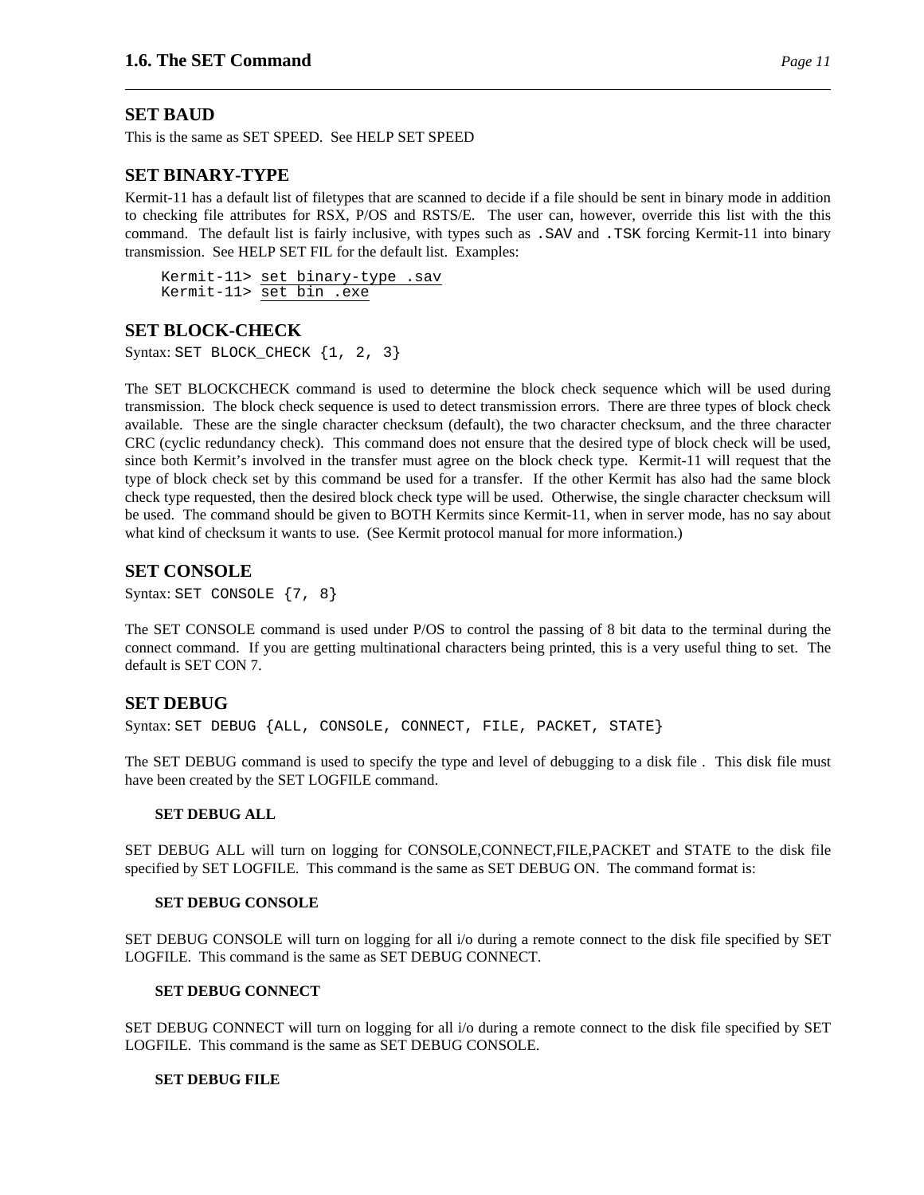## SET BAUD

This is the same as SET SPEED. See HELP SET SPEED

## SET BINARY-TYPE

Kermit-11 has a default list of filetypes that are scanned to decide if a file should be sent in binary mode in addition to checking file attributes for RSX, P/OS and RSTS/E. The user can, however, override this list with the this command. The default list is fairly inclusive, with types such as `.SAV` and `.TSK` forcing Kermit-11 into binary transmission. See HELP SET FIL for the default list. Examples:

```
Kermit-11> set binary-type .sav
Kermit-11> set bin .exe
```

## SET BLOCK-CHECK

Syntax: `SET BLOCK_CHECK {1, 2, 3}`

The SET BLOCKCHECK command is used to determine the block check sequence which will be used during transmission. The block check sequence is used to detect transmission errors. There are three types of block check available. These are the single character checksum (default), the two character checksum, and the three character CRC (cyclic redundancy check). This command does not ensure that the desired type of block check will be used, since both Kermit's involved in the transfer must agree on the block check type. Kermit-11 will request that the type of block check set by this command be used for a transfer. If the other Kermit has also had the same block check type requested, then the desired block check type will be used. Otherwise, the single character checksum will be used. The command should be given to BOTH Kermits since Kermit-11, when in server mode, has no say about what kind of checksum it wants to use. (See Kermit protocol manual for more information.)

## SET CONSOLE

Syntax: `SET CONSOLE {7, 8}`

The SET CONSOLE command is used under P/OS to control the passing of 8 bit data to the terminal during the connect command. If you are getting multinational characters being printed, this is a very useful thing to set. The default is SET CON 7.

## SET DEBUG

Syntax: `SET DEBUG {ALL, CONSOLE, CONNECT, FILE, PACKET, STATE}`

The SET DEBUG command is used to specify the type and level of debugging to a disk file . This disk file must have been created by the SET LOGFILE command.

**SET DEBUG ALL**

SET DEBUG ALL will turn on logging for CONSOLE,CONNECT,FILE,PACKET and STATE to the disk file specified by SET LOGFILE. This command is the same as SET DEBUG ON. The command format is:

**SET DEBUG CONSOLE**

SET DEBUG CONSOLE will turn on logging for all i/o during a remote connect to the disk file specified by SET LOGFILE. This command is the same as SET DEBUG CONNECT.

**SET DEBUG CONNECT**

SET DEBUG CONNECT will turn on logging for all i/o during a remote connect to the disk file specified by SET LOGFILE. This command is the same as SET DEBUG CONSOLE.

**SET DEBUG FILE**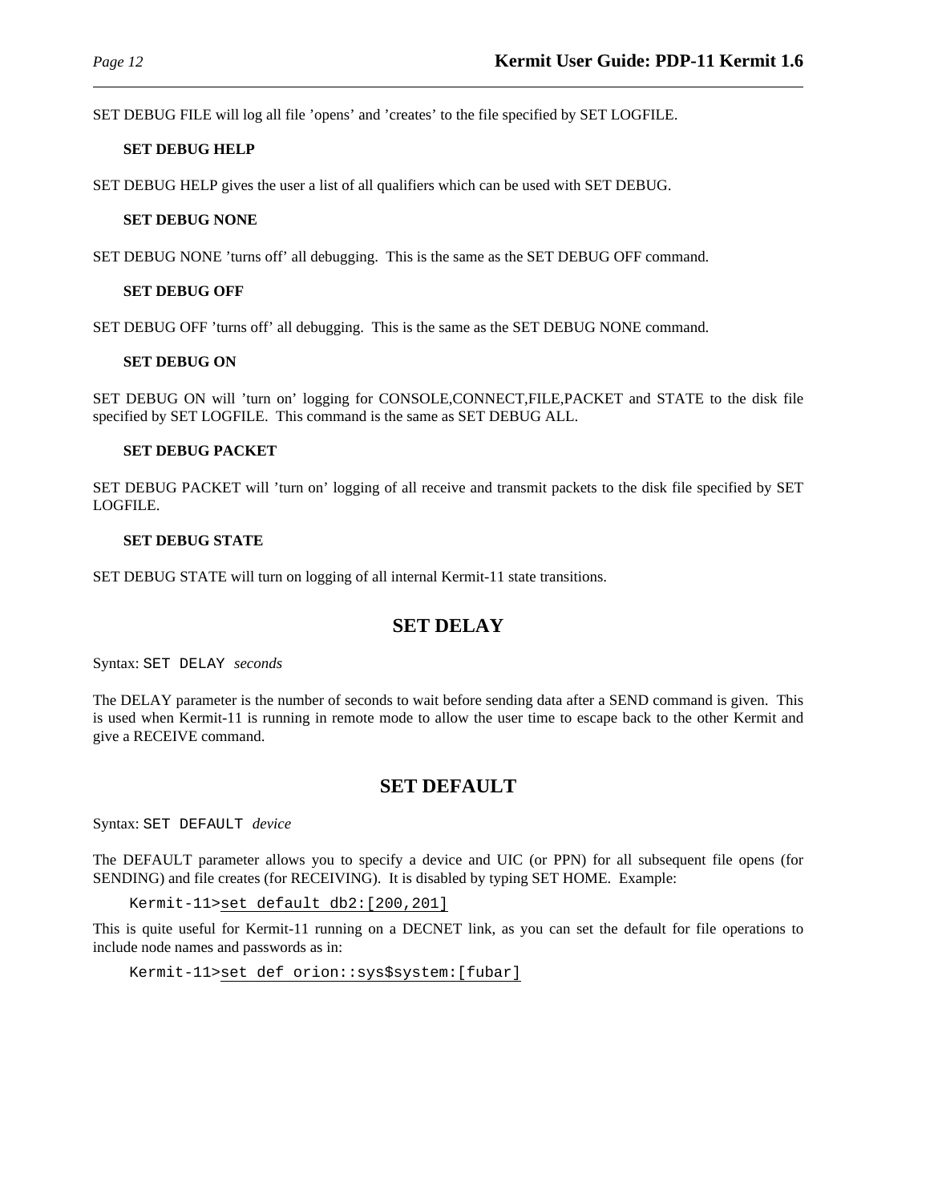SET DEBUG FILE will log all file 'opens' and 'creates' to the file specified by SET LOGFILE.

**SET DEBUG HELP**

SET DEBUG HELP gives the user a list of all qualifiers which can be used with SET DEBUG.

**SET DEBUG NONE**

SET DEBUG NONE 'turns off' all debugging. This is the same as the SET DEBUG OFF command.

**SET DEBUG OFF**

SET DEBUG OFF 'turns off' all debugging. This is the same as the SET DEBUG NONE command.

**SET DEBUG ON**

SET DEBUG ON will 'turn on' logging for CONSOLE,CONNECT,FILE,PACKET and STATE to the disk file specified by SET LOGFILE. This command is the same as SET DEBUG ALL.

**SET DEBUG PACKET**

SET DEBUG PACKET will 'turn on' logging of all receive and transmit packets to the disk file specified by SET LOGFILE.

**SET DEBUG STATE**

SET DEBUG STATE will turn on logging of all internal Kermit-11 state transitions.

## SET DELAY

Syntax: `SET DELAY` *seconds*

The DELAY parameter is the number of seconds to wait before sending data after a SEND command is given. This is used when Kermit-11 is running in remote mode to allow the user time to escape back to the other Kermit and give a RECEIVE command.

## SET DEFAULT

Syntax: `SET DEFAULT` *device*

The DEFAULT parameter allows you to specify a device and UIC (or PPN) for all subsequent file opens (for SENDING) and file creates (for RECEIVING). It is disabled by typing SET HOME. Example:

```
Kermit-11>set default db2:[200,201]
```

This is quite useful for Kermit-11 running on a DECNET link, as you can set the default for file operations to include node names and passwords as in:

```
Kermit-11>set def orion::sys$system:[fubar]
```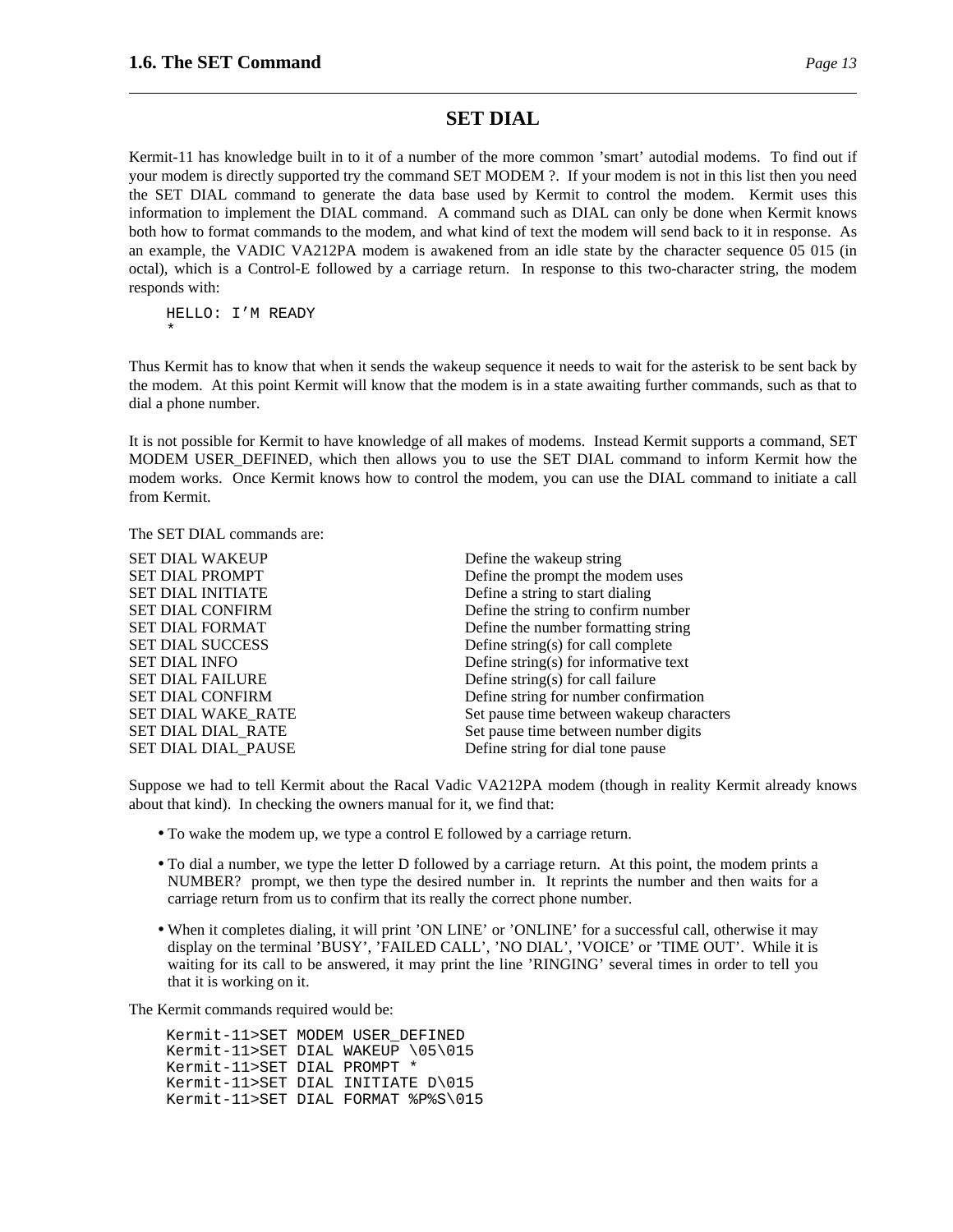## SET DIAL

Kermit-11 has knowledge built in to it of a number of the more common 'smart' autodial modems. To find out if your modem is directly supported try the command SET MODEM ?. If your modem is not in this list then you need the SET DIAL command to generate the data base used by Kermit to control the modem. Kermit uses this information to implement the DIAL command. A command such as DIAL can only be done when Kermit knows both how to format commands to the modem, and what kind of text the modem will send back to it in response. As an example, the VADIC VA212PA modem is awakened from an idle state by the character sequence 05 015 (in octal), which is a Control-E followed by a carriage return. In response to this two-character string, the modem responds with:

```
HELLO: I'M READY
*
```

Thus Kermit has to know that when it sends the wakeup sequence it needs to wait for the asterisk to be sent back by the modem. At this point Kermit will know that the modem is in a state awaiting further commands, such as that to dial a phone number.

It is not possible for Kermit to have knowledge of all makes of modems. Instead Kermit supports a command, SET MODEM USER_DEFINED, which then allows you to use the SET DIAL command to inform Kermit how the modem works. Once Kermit knows how to control the modem, you can use the DIAL command to initiate a call from Kermit.

The SET DIAL commands are:

| | |
|---|---|
| SET DIAL WAKEUP | Define the wakeup string |
| SET DIAL PROMPT | Define the prompt the modem uses |
| SET DIAL INITIATE | Define a string to start dialing |
| SET DIAL CONFIRM | Define the string to confirm number |
| SET DIAL FORMAT | Define the number formatting string |
| SET DIAL SUCCESS | Define string(s) for call complete |
| SET DIAL INFO | Define string(s) for informative text |
| SET DIAL FAILURE | Define string(s) for call failure |
| SET DIAL CONFIRM | Define string for number confirmation |
| SET DIAL WAKE_RATE | Set pause time between wakeup characters |
| SET DIAL DIAL_RATE | Set pause time between number digits |
| SET DIAL DIAL_PAUSE | Define string for dial tone pause |

Suppose we had to tell Kermit about the Racal Vadic VA212PA modem (though in reality Kermit already knows about that kind). In checking the owners manual for it, we find that:

- To wake the modem up, we type a control E followed by a carriage return.
- To dial a number, we type the letter D followed by a carriage return. At this point, the modem prints a NUMBER? prompt, we then type the desired number in. It reprints the number and then waits for a carriage return from us to confirm that its really the correct phone number.
- When it completes dialing, it will print 'ON LINE' or 'ONLINE' for a successful call, otherwise it may display on the terminal 'BUSY', 'FAILED CALL', 'NO DIAL', 'VOICE' or 'TIME OUT'. While it is waiting for its call to be answered, it may print the line 'RINGING' several times in order to tell you that it is working on it.

The Kermit commands required would be:

```
Kermit-11>SET MODEM USER_DEFINED
Kermit-11>SET DIAL WAKEUP \05\015
Kermit-11>SET DIAL PROMPT *
Kermit-11>SET DIAL INITIATE D\015
Kermit-11>SET DIAL FORMAT %P%S\015
```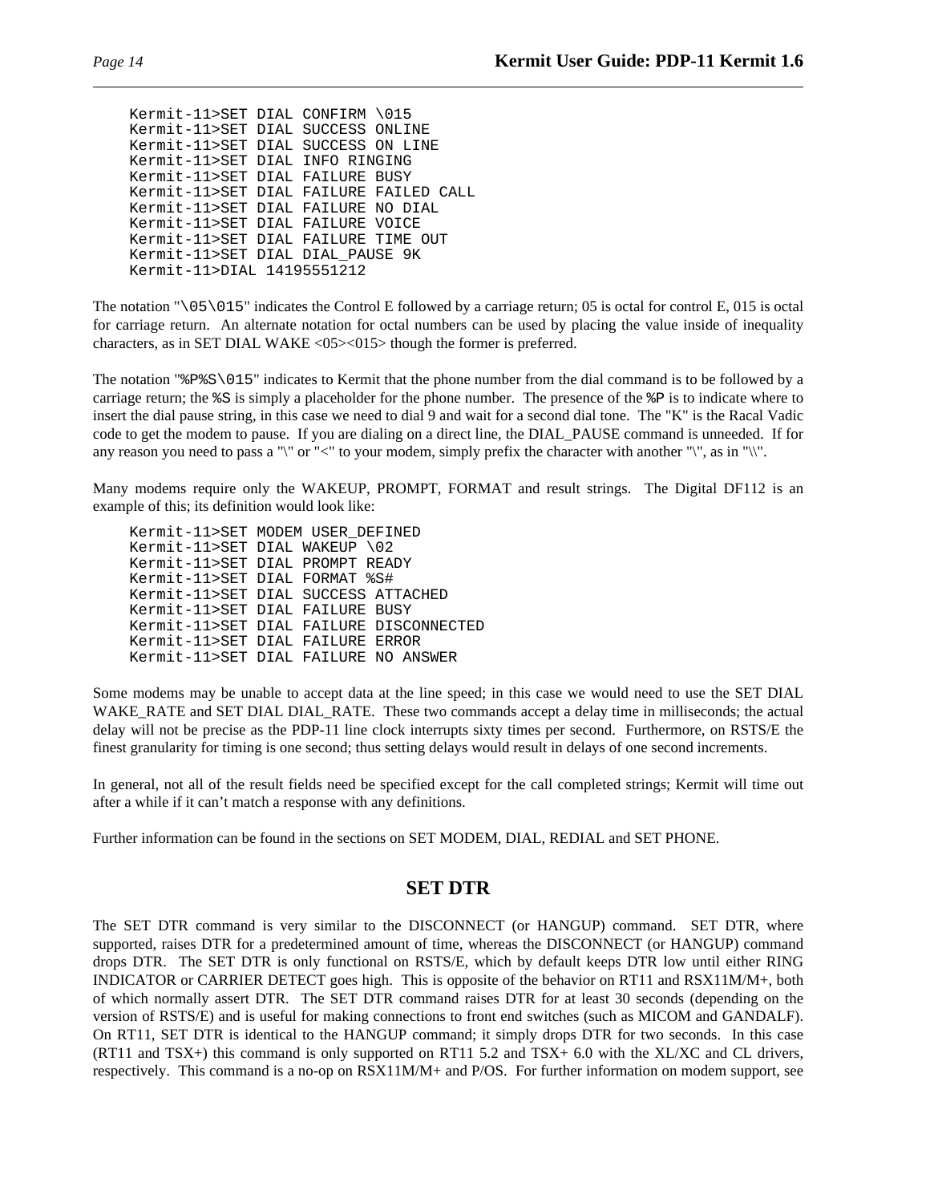```
Kermit-11>SET DIAL CONFIRM \015
Kermit-11>SET DIAL SUCCESS ONLINE
Kermit-11>SET DIAL SUCCESS ON LINE
Kermit-11>SET DIAL INFO RINGING
Kermit-11>SET DIAL FAILURE BUSY
Kermit-11>SET DIAL FAILURE FAILED CALL
Kermit-11>SET DIAL FAILURE NO DIAL
Kermit-11>SET DIAL FAILURE VOICE
Kermit-11>SET DIAL FAILURE TIME OUT
Kermit-11>SET DIAL DIAL_PAUSE 9K
Kermit-11>DIAL 14195551212
```

The notation "`\05\015`" indicates the Control E followed by a carriage return; 05 is octal for control E, 015 is octal for carriage return. An alternate notation for octal numbers can be used by placing the value inside of inequality characters, as in SET DIAL WAKE <05><015> though the former is preferred.

The notation "`%P%S\015`" indicates to Kermit that the phone number from the dial command is to be followed by a carriage return; the `%S` is simply a placeholder for the phone number. The presence of the `%P` is to indicate where to insert the dial pause string, in this case we need to dial 9 and wait for a second dial tone. The "K" is the Racal Vadic code to get the modem to pause. If you are dialing on a direct line, the DIAL_PAUSE command is unneeded. If for any reason you need to pass a "\" or "<" to your modem, simply prefix the character with another "\", as in "\\".

Many modems require only the WAKEUP, PROMPT, FORMAT and result strings. The Digital DF112 is an example of this; its definition would look like:

```
Kermit-11>SET MODEM USER_DEFINED
Kermit-11>SET DIAL WAKEUP \02
Kermit-11>SET DIAL PROMPT READY
Kermit-11>SET DIAL FORMAT %S#
Kermit-11>SET DIAL SUCCESS ATTACHED
Kermit-11>SET DIAL FAILURE BUSY
Kermit-11>SET DIAL FAILURE DISCONNECTED
Kermit-11>SET DIAL FAILURE ERROR
Kermit-11>SET DIAL FAILURE NO ANSWER
```

Some modems may be unable to accept data at the line speed; in this case we would need to use the SET DIAL WAKE_RATE and SET DIAL DIAL_RATE. These two commands accept a delay time in milliseconds; the actual delay will not be precise as the PDP-11 line clock interrupts sixty times per second. Furthermore, on RSTS/E the finest granularity for timing is one second; thus setting delays would result in delays of one second increments.

In general, not all of the result fields need be specified except for the call completed strings; Kermit will time out after a while if it can't match a response with any definitions.

Further information can be found in the sections on SET MODEM, DIAL, REDIAL and SET PHONE.

## SET DTR

The SET DTR command is very similar to the DISCONNECT (or HANGUP) command. SET DTR, where supported, raises DTR for a predetermined amount of time, whereas the DISCONNECT (or HANGUP) command drops DTR. The SET DTR is only functional on RSTS/E, which by default keeps DTR low until either RING INDICATOR or CARRIER DETECT goes high. This is opposite of the behavior on RT11 and RSX11M/M+, both of which normally assert DTR. The SET DTR command raises DTR for at least 30 seconds (depending on the version of RSTS/E) and is useful for making connections to front end switches (such as MICOM and GANDALF). On RT11, SET DTR is identical to the HANGUP command; it simply drops DTR for two seconds. In this case (RT11 and TSX+) this command is only supported on RT11 5.2 and TSX+ 6.0 with the XL/XC and CL drivers, respectively. This command is a no-op on RSX11M/M+ and P/OS. For further information on modem support, see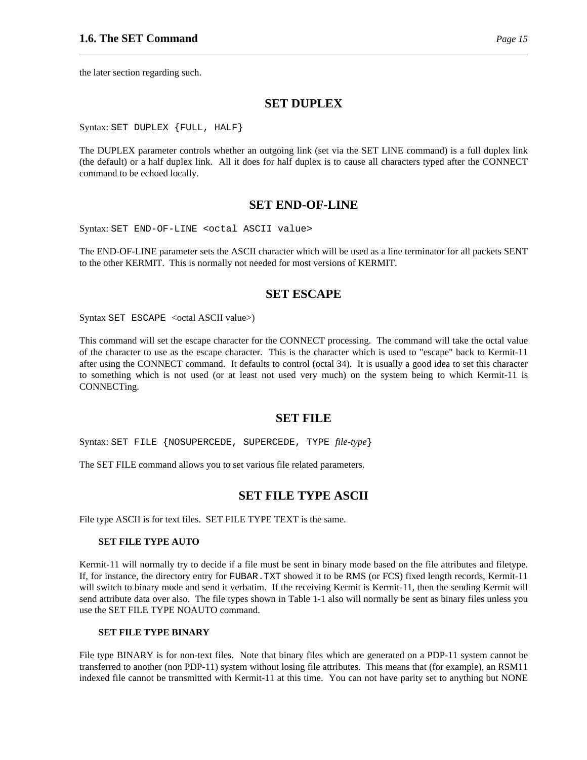the later section regarding such.

## SET DUPLEX

Syntax: `SET DUPLEX {FULL, HALF}`

The DUPLEX parameter controls whether an outgoing link (set via the SET LINE command) is a full duplex link (the default) or a half duplex link. All it does for half duplex is to cause all characters typed after the CONNECT command to be echoed locally.

## SET END-OF-LINE

Syntax: `SET END-OF-LINE <octal ASCII value>`

The END-OF-LINE parameter sets the ASCII character which will be used as a line terminator for all packets SENT to the other KERMIT. This is normally not needed for most versions of KERMIT.

## SET ESCAPE

Syntax `SET ESCAPE` <octal ASCII value>)

This command will set the escape character for the CONNECT processing. The command will take the octal value of the character to use as the escape character. This is the character which is used to "escape" back to Kermit-11 after using the CONNECT command. It defaults to control (octal 34). It is usually a good idea to set this character to something which is not used (or at least not used very much) on the system being to which Kermit-11 is CONNECTing.

## SET FILE

Syntax: `SET FILE {NOSUPERCEDE, SUPERCEDE, TYPE` *file-type*`}`

The SET FILE command allows you to set various file related parameters.

## SET FILE TYPE ASCII

File type ASCII is for text files. SET FILE TYPE TEXT is the same.

#### SET FILE TYPE AUTO

Kermit-11 will normally try to decide if a file must be sent in binary mode based on the file attributes and filetype. If, for instance, the directory entry for `FUBAR.TXT` showed it to be RMS (or FCS) fixed length records, Kermit-11 will switch to binary mode and send it verbatim. If the receiving Kermit is Kermit-11, then the sending Kermit will send attribute data over also. The file types shown in Table 1-1 also will normally be sent as binary files unless you use the SET FILE TYPE NOAUTO command.

#### SET FILE TYPE BINARY

File type BINARY is for non-text files. Note that binary files which are generated on a PDP-11 system cannot be transferred to another (non PDP-11) system without losing file attributes. This means that (for example), an RSM11 indexed file cannot be transmitted with Kermit-11 at this time. You can not have parity set to anything but NONE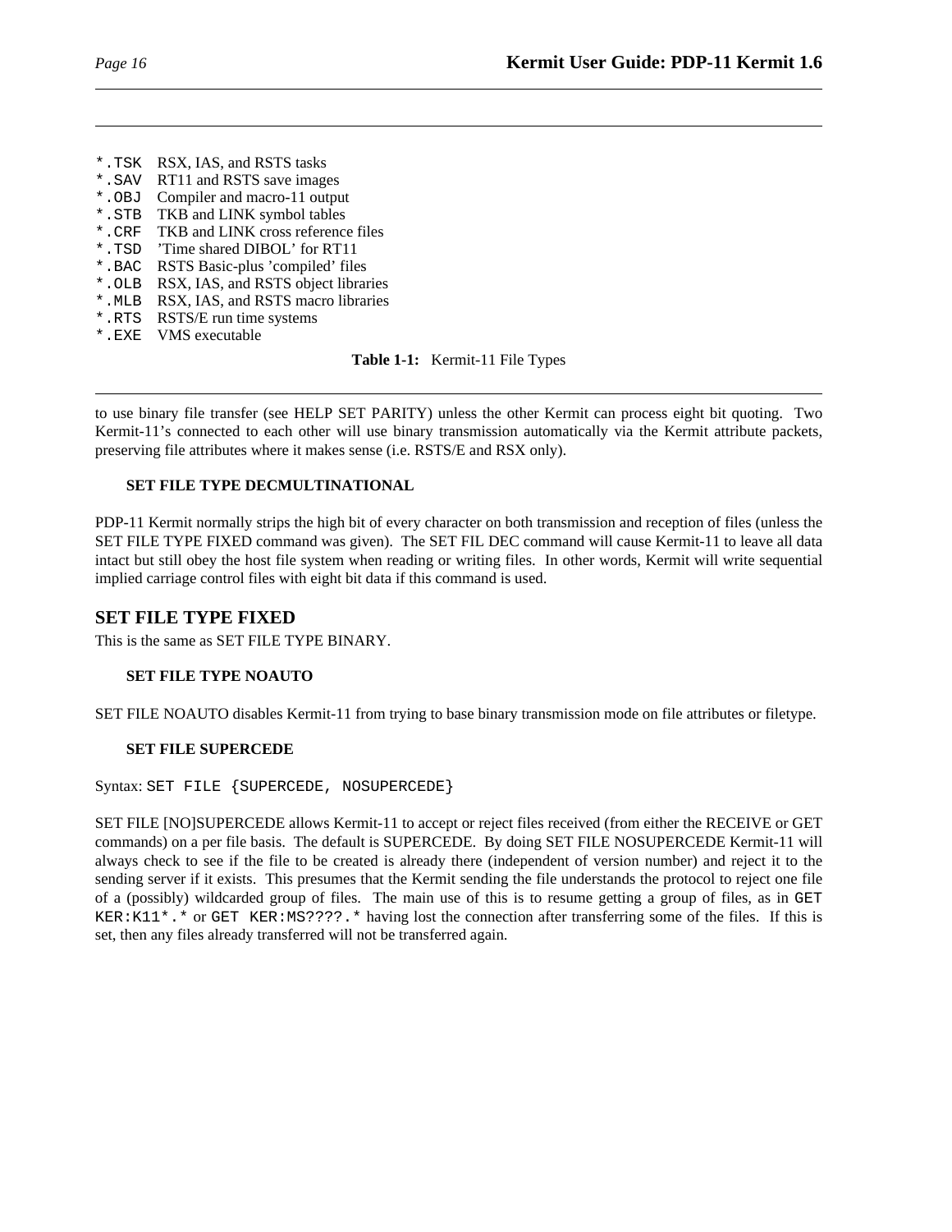| | |
|---|---|
| `*.TSK` | RSX, IAS, and RSTS tasks |
| `*.SAV` | RT11 and RSTS save images |
| `*.OBJ` | Compiler and macro-11 output |
| `*.STB` | TKB and LINK symbol tables |
| `*.CRF` | TKB and LINK cross reference files |
| `*.TSD` | 'Time shared DIBOL' for RT11 |
| `*.BAC` | RSTS Basic-plus 'compiled' files |
| `*.OLB` | RSX, IAS, and RSTS object libraries |
| `*.MLB` | RSX, IAS, and RSTS macro libraries |
| `*.RTS` | RSTS/E run time systems |
| `*.EXE` | VMS executable |

**Table 1-1:** Kermit-11 File Types

to use binary file transfer (see HELP SET PARITY) unless the other Kermit can process eight bit quoting. Two Kermit-11's connected to each other will use binary transmission automatically via the Kermit attribute packets, preserving file attributes where it makes sense (i.e. RSTS/E and RSX only).

#### SET FILE TYPE DECMULTINATIONAL

PDP-11 Kermit normally strips the high bit of every character on both transmission and reception of files (unless the SET FILE TYPE FIXED command was given). The SET FIL DEC command will cause Kermit-11 to leave all data intact but still obey the host file system when reading or writing files. In other words, Kermit will write sequential implied carriage control files with eight bit data if this command is used.

### SET FILE TYPE FIXED

This is the same as SET FILE TYPE BINARY.

#### SET FILE TYPE NOAUTO

SET FILE NOAUTO disables Kermit-11 from trying to base binary transmission mode on file attributes or filetype.

#### SET FILE SUPERCEDE

Syntax: `SET FILE {SUPERCEDE, NOSUPERCEDE}`

SET FILE [NO]SUPERCEDE allows Kermit-11 to accept or reject files received (from either the RECEIVE or GET commands) on a per file basis. The default is SUPERCEDE. By doing SET FILE NOSUPERCEDE Kermit-11 will always check to see if the file to be created is already there (independent of version number) and reject it to the sending server if it exists. This presumes that the Kermit sending the file understands the protocol to reject one file of a (possibly) wildcarded group of files. The main use of this is to resume getting a group of files, as in `GET KER:K11*.*` or `GET KER:MS????.*` having lost the connection after transferring some of the files. If this is set, then any files already transferred will not be transferred again.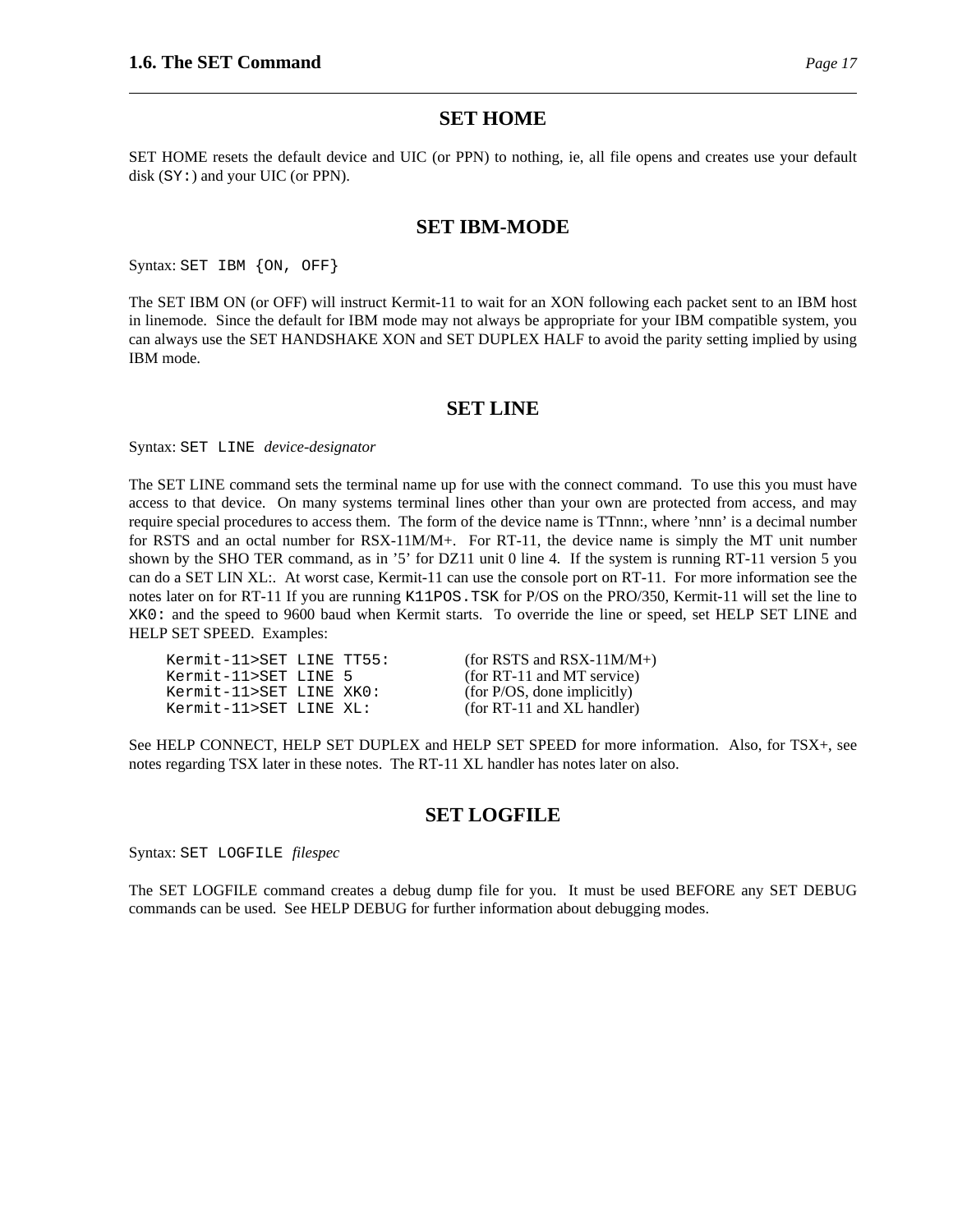## SET HOME

SET HOME resets the default device and UIC (or PPN) to nothing, ie, all file opens and creates use your default disk (`SY:`) and your UIC (or PPN).

## SET IBM-MODE

Syntax: `SET IBM {ON, OFF}`

The SET IBM ON (or OFF) will instruct Kermit-11 to wait for an XON following each packet sent to an IBM host in linemode. Since the default for IBM mode may not always be appropriate for your IBM compatible system, you can always use the SET HANDSHAKE XON and SET DUPLEX HALF to avoid the parity setting implied by using IBM mode.

## SET LINE

Syntax: `SET LINE` *device-designator*

The SET LINE command sets the terminal name up for use with the connect command. To use this you must have access to that device. On many systems terminal lines other than your own are protected from access, and may require special procedures to access them. The form of the device name is TTnnn:, where 'nnn' is a decimal number for RSTS and an octal number for RSX-11M/M+. For RT-11, the device name is simply the MT unit number shown by the SHO TER command, as in '5' for DZ11 unit 0 line 4. If the system is running RT-11 version 5 you can do a SET LIN XL:. At worst case, Kermit-11 can use the console port on RT-11. For more information see the notes later on for RT-11 If you are running `K11POS.TSK` for P/OS on the PRO/350, Kermit-11 will set the line to `XK0:` and the speed to 9600 baud when Kermit starts. To override the line or speed, set HELP SET LINE and HELP SET SPEED. Examples:

```
Kermit-11>SET LINE TT55:          (for RSTS and RSX-11M/M+)
Kermit-11>SET LINE 5              (for RT-11 and MT service)
Kermit-11>SET LINE XK0:           (for P/OS, done implicitly)
Kermit-11>SET LINE XL:            (for RT-11 and XL handler)
```

See HELP CONNECT, HELP SET DUPLEX and HELP SET SPEED for more information. Also, for TSX+, see notes regarding TSX later in these notes. The RT-11 XL handler has notes later on also.

## SET LOGFILE

Syntax: `SET LOGFILE` *filespec*

The SET LOGFILE command creates a debug dump file for you. It must be used BEFORE any SET DEBUG commands can be used. See HELP DEBUG for further information about debugging modes.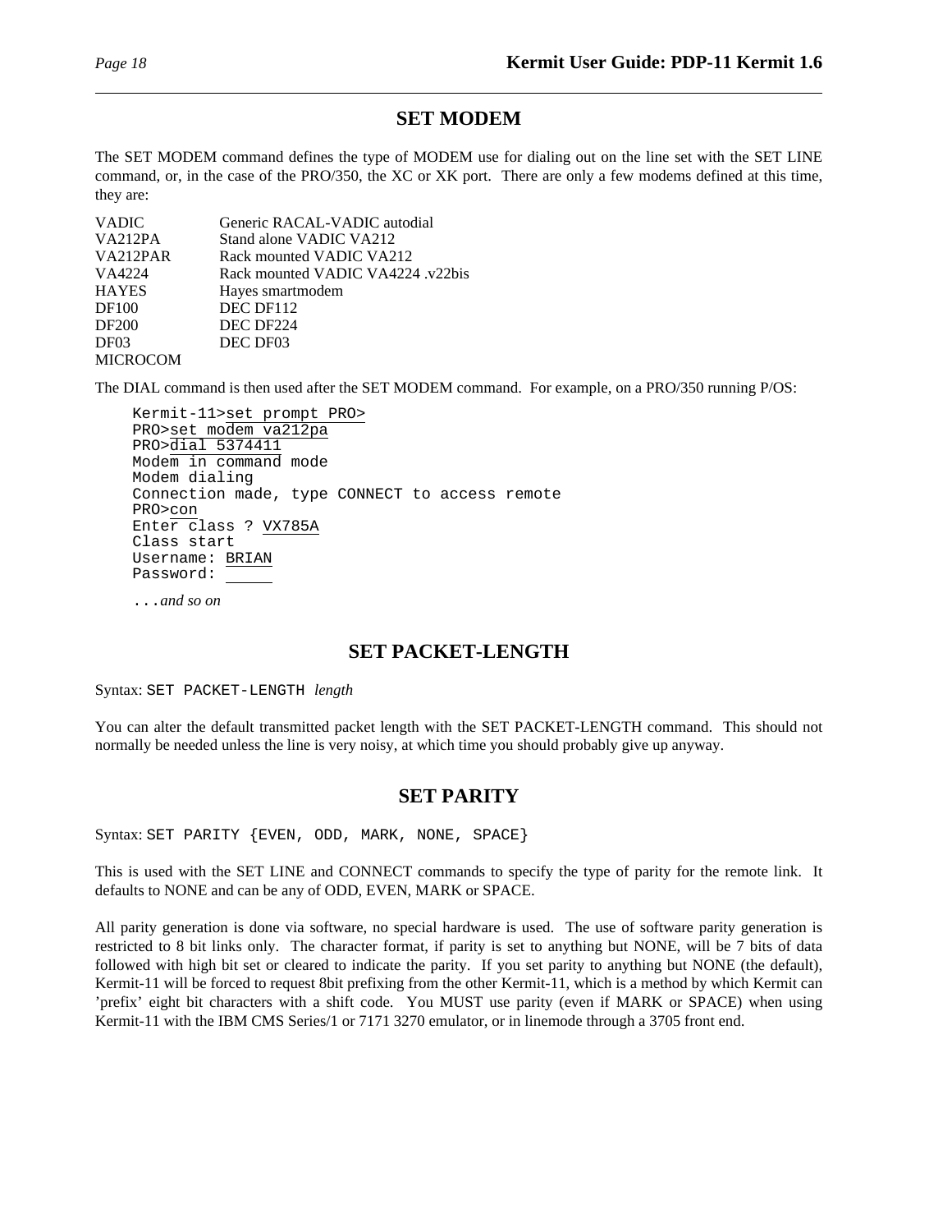## SET MODEM

The SET MODEM command defines the type of MODEM use for dialing out on the line set with the SET LINE command, or, in the case of the PRO/350, the XC or XK port. There are only a few modems defined at this time, they are:

| | |
|---|---|
| VADIC | Generic RACAL-VADIC autodial |
| VA212PA | Stand alone VADIC VA212 |
| VA212PAR | Rack mounted VADIC VA212 |
| VA4224 | Rack mounted VADIC VA4224 .v22bis |
| HAYES | Hayes smartmodem |
| DF100 | DEC DF112 |
| DF200 | DEC DF224 |
| DF03 | DEC DF03 |
| MICROCOM | |

The DIAL command is then used after the SET MODEM command. For example, on a PRO/350 running P/OS:

```
Kermit-11>set prompt PRO>
PRO>set modem va212pa
PRO>dial 5374411
Modem in command mode
Modem dialing
Connection made, type CONNECT to access remote
PRO>con
Enter class ? VX785A
Class start
Username: BRIAN
Password: _____
```

...*and so on*

## SET PACKET-LENGTH

Syntax: `SET PACKET-LENGTH` *length*

You can alter the default transmitted packet length with the SET PACKET-LENGTH command. This should not normally be needed unless the line is very noisy, at which time you should probably give up anyway.

## SET PARITY

Syntax: `SET PARITY {EVEN, ODD, MARK, NONE, SPACE}`

This is used with the SET LINE and CONNECT commands to specify the type of parity for the remote link. It defaults to NONE and can be any of ODD, EVEN, MARK or SPACE.

All parity generation is done via software, no special hardware is used. The use of software parity generation is restricted to 8 bit links only. The character format, if parity is set to anything but NONE, will be 7 bits of data followed with high bit set or cleared to indicate the parity. If you set parity to anything but NONE (the default), Kermit-11 will be forced to request 8bit prefixing from the other Kermit-11, which is a method by which Kermit can 'prefix' eight bit characters with a shift code. You MUST use parity (even if MARK or SPACE) when using Kermit-11 with the IBM CMS Series/1 or 7171 3270 emulator, or in linemode through a 3705 front end.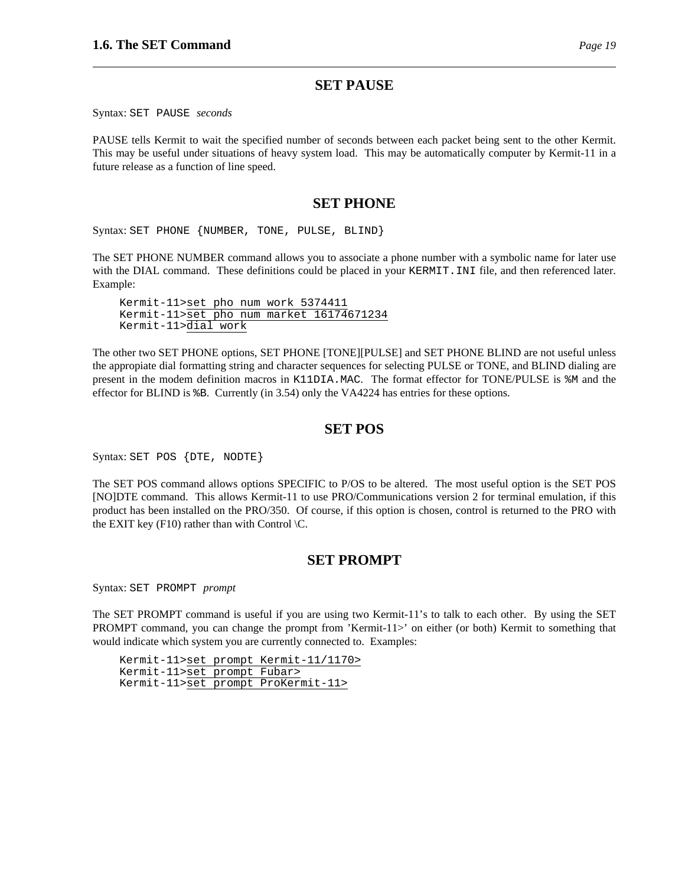## SET PAUSE

Syntax: `SET PAUSE` *seconds*

PAUSE tells Kermit to wait the specified number of seconds between each packet being sent to the other Kermit. This may be useful under situations of heavy system load. This may be automatically computer by Kermit-11 in a future release as a function of line speed.

## SET PHONE

Syntax: `SET PHONE {NUMBER, TONE, PULSE, BLIND}`

The SET PHONE NUMBER command allows you to associate a phone number with a symbolic name for later use with the DIAL command. These definitions could be placed in your `KERMIT.INI` file, and then referenced later. Example:

```
Kermit-11>set pho num work 5374411
Kermit-11>set pho num market 16174671234
Kermit-11>dial work
```

The other two SET PHONE options, SET PHONE [TONE][PULSE] and SET PHONE BLIND are not useful unless the appropiate dial formatting string and character sequences for selecting PULSE or TONE, and BLIND dialing are present in the modem definition macros in `K11DIA.MAC`. The format effector for TONE/PULSE is `%M` and the effector for BLIND is `%B`. Currently (in 3.54) only the VA4224 has entries for these options.

## SET POS

Syntax: `SET POS {DTE, NODTE}`

The SET POS command allows options SPECIFIC to P/OS to be altered. The most useful option is the SET POS [NO]DTE command. This allows Kermit-11 to use PRO/Communications version 2 for terminal emulation, if this product has been installed on the PRO/350. Of course, if this option is chosen, control is returned to the PRO with the EXIT key (F10) rather than with Control \C.

## SET PROMPT

Syntax: `SET PROMPT` *prompt*

The SET PROMPT command is useful if you are using two Kermit-11's to talk to each other. By using the SET PROMPT command, you can change the prompt from 'Kermit-11>' on either (or both) Kermit to something that would indicate which system you are currently connected to. Examples:

```
Kermit-11>set prompt Kermit-11/1170>
Kermit-11>set prompt Fubar>
Kermit-11>set prompt ProKermit-11>
```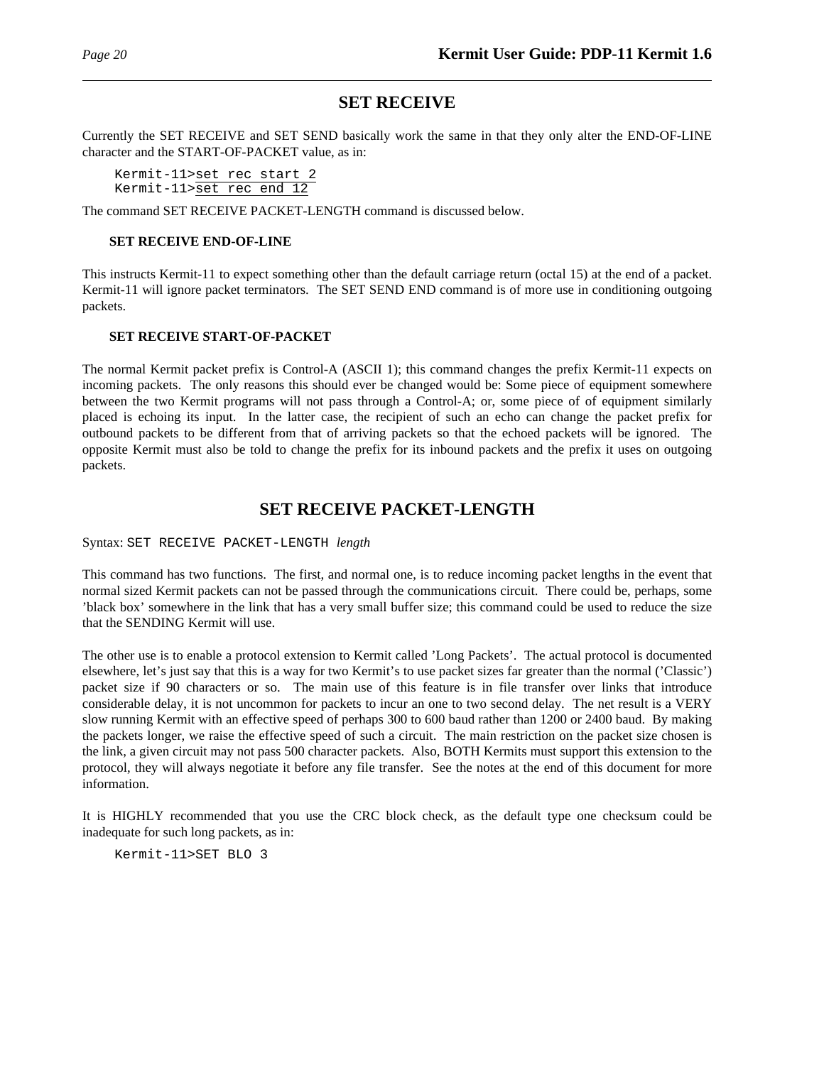## SET RECEIVE

Currently the SET RECEIVE and SET SEND basically work the same in that they only alter the END-OF-LINE character and the START-OF-PACKET value, as in:

```
Kermit-11>set rec start 2
Kermit-11>set rec end 12
```

The command SET RECEIVE PACKET-LENGTH command is discussed below.

### SET RECEIVE END-OF-LINE

This instructs Kermit-11 to expect something other than the default carriage return (octal 15) at the end of a packet. Kermit-11 will ignore packet terminators. The SET SEND END command is of more use in conditioning outgoing packets.

### SET RECEIVE START-OF-PACKET

The normal Kermit packet prefix is Control-A (ASCII 1); this command changes the prefix Kermit-11 expects on incoming packets. The only reasons this should ever be changed would be: Some piece of equipment somewhere between the two Kermit programs will not pass through a Control-A; or, some piece of of equipment similarly placed is echoing its input. In the latter case, the recipient of such an echo can change the packet prefix for outbound packets to be different from that of arriving packets so that the echoed packets will be ignored. The opposite Kermit must also be told to change the prefix for its inbound packets and the prefix it uses on outgoing packets.

## SET RECEIVE PACKET-LENGTH

Syntax: `SET RECEIVE PACKET-LENGTH` *length*

This command has two functions. The first, and normal one, is to reduce incoming packet lengths in the event that normal sized Kermit packets can not be passed through the communications circuit. There could be, perhaps, some 'black box' somewhere in the link that has a very small buffer size; this command could be used to reduce the size that the SENDING Kermit will use.

The other use is to enable a protocol extension to Kermit called 'Long Packets'. The actual protocol is documented elsewhere, let's just say that this is a way for two Kermit's to use packet sizes far greater than the normal ('Classic') packet size if 90 characters or so. The main use of this feature is in file transfer over links that introduce considerable delay, it is not uncommon for packets to incur an one to two second delay. The net result is a VERY slow running Kermit with an effective speed of perhaps 300 to 600 baud rather than 1200 or 2400 baud. By making the packets longer, we raise the effective speed of such a circuit. The main restriction on the packet size chosen is the link, a given circuit may not pass 500 character packets. Also, BOTH Kermits must support this extension to the protocol, they will always negotiate it before any file transfer. See the notes at the end of this document for more information.

It is HIGHLY recommended that you use the CRC block check, as the default type one checksum could be inadequate for such long packets, as in:

```
Kermit-11>SET BLO 3
```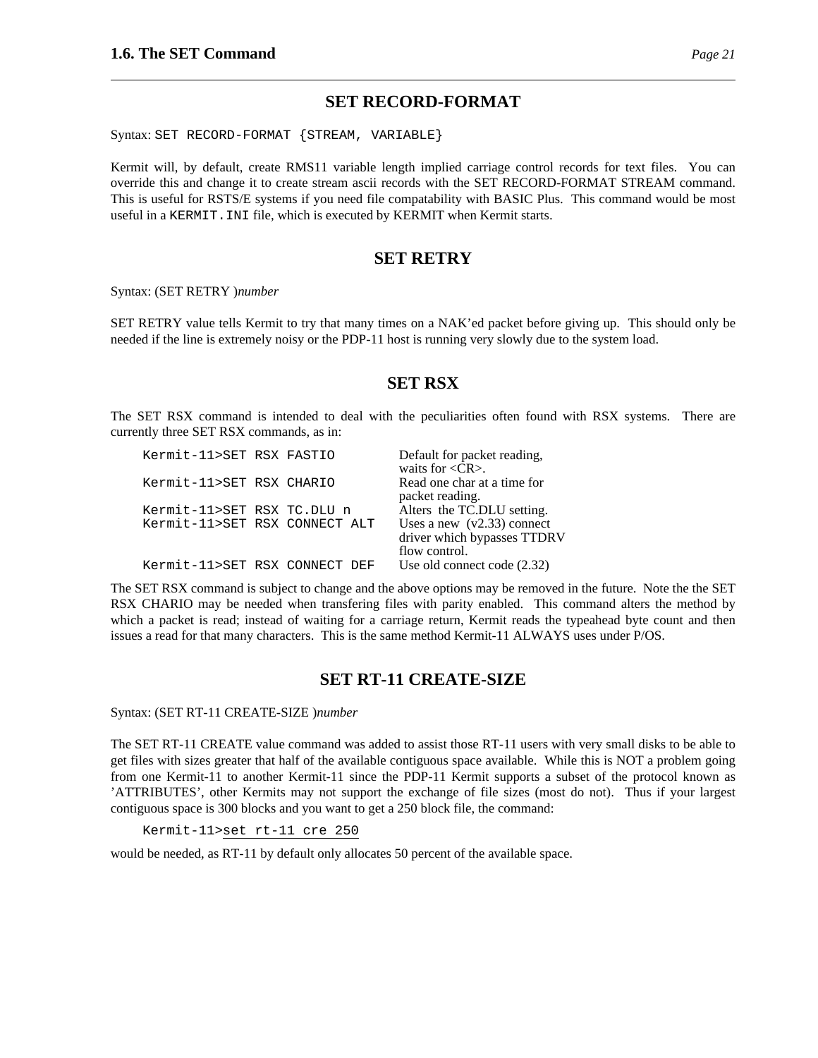## SET RECORD-FORMAT

Syntax: `SET RECORD-FORMAT {STREAM, VARIABLE}`

Kermit will, by default, create RMS11 variable length implied carriage control records for text files. You can override this and change it to create stream ascii records with the SET RECORD-FORMAT STREAM command. This is useful for RSTS/E systems if you need file compatability with BASIC Plus. This command would be most useful in a `KERMIT.INI` file, which is executed by KERMIT when Kermit starts.

## SET RETRY

Syntax: (SET RETRY )*number*

SET RETRY value tells Kermit to try that many times on a NAK'ed packet before giving up. This should only be needed if the line is extremely noisy or the PDP-11 host is running very slowly due to the system load.

## SET RSX

The SET RSX command is intended to deal with the peculiarities often found with RSX systems. There are currently three SET RSX commands, as in:

| | |
|---|---|
| `Kermit-11>SET RSX FASTIO` | Default for packet reading, waits for <CR>. |
| `Kermit-11>SET RSX CHARIO` | Read one char at a time for packet reading. |
| `Kermit-11>SET RSX TC.DLU n` | Alters the TC.DLU setting. |
| `Kermit-11>SET RSX CONNECT ALT` | Uses a new (v2.33) connect driver which bypasses TTDRV flow control. |
| `Kermit-11>SET RSX CONNECT DEF` | Use old connect code (2.32) |

The SET RSX command is subject to change and the above options may be removed in the future. Note the the SET RSX CHARIO may be needed when transfering files with parity enabled. This command alters the method by which a packet is read; instead of waiting for a carriage return, Kermit reads the typeahead byte count and then issues a read for that many characters. This is the same method Kermit-11 ALWAYS uses under P/OS.

## SET RT-11 CREATE-SIZE

Syntax: (SET RT-11 CREATE-SIZE )*number*

The SET RT-11 CREATE value command was added to assist those RT-11 users with very small disks to be able to get files with sizes greater that half of the available contiguous space available. While this is NOT a problem going from one Kermit-11 to another Kermit-11 since the PDP-11 Kermit supports a subset of the protocol known as 'ATTRIBUTES', other Kermits may not support the exchange of file sizes (most do not). Thus if your largest contiguous space is 300 blocks and you want to get a 250 block file, the command:

```
Kermit-11>set rt-11 cre 250
```

would be needed, as RT-11 by default only allocates 50 percent of the available space.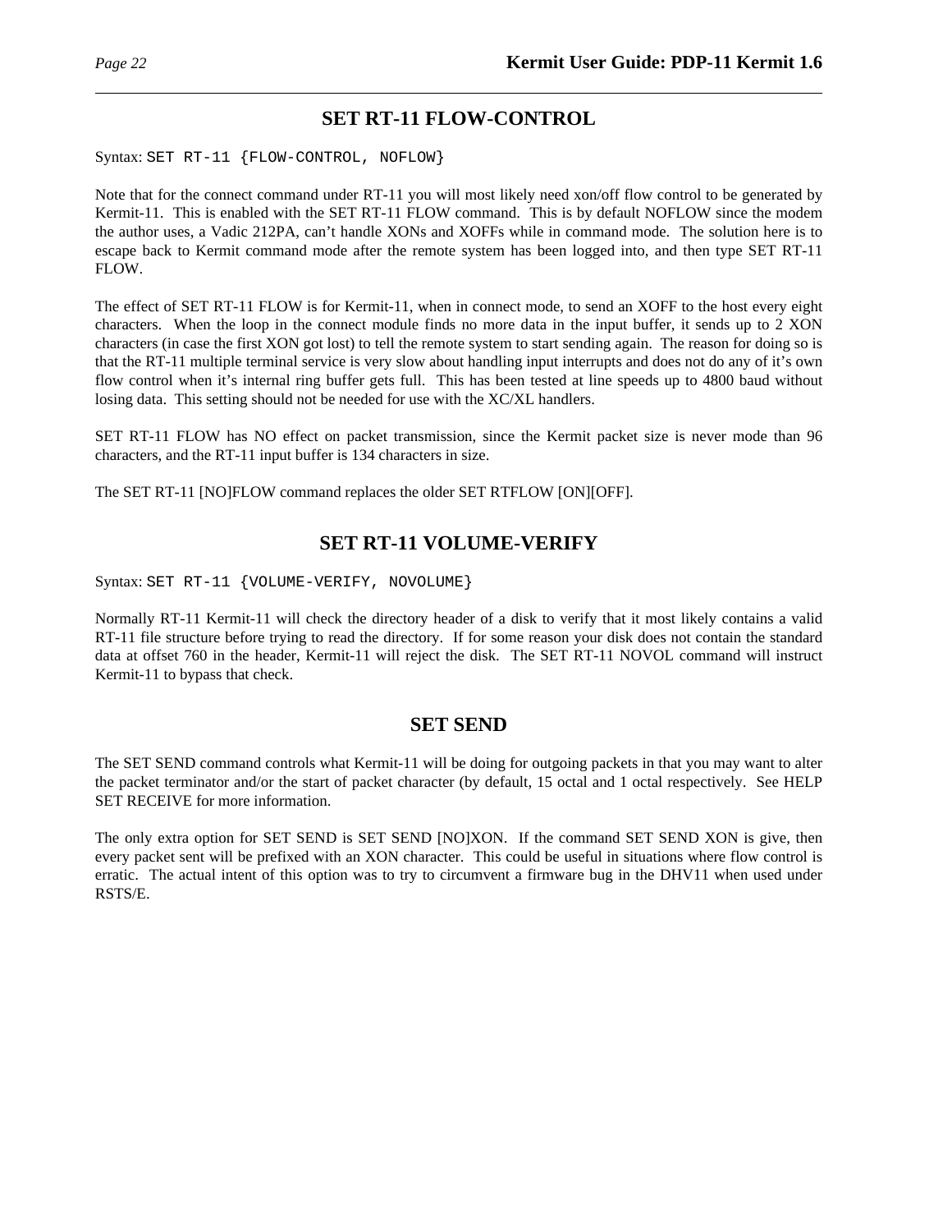## SET RT-11 FLOW-CONTROL

Syntax: `SET RT-11 {FLOW-CONTROL, NOFLOW}`

Note that for the connect command under RT-11 you will most likely need xon/off flow control to be generated by Kermit-11. This is enabled with the SET RT-11 FLOW command. This is by default NOFLOW since the modem the author uses, a Vadic 212PA, can't handle XONs and XOFFs while in command mode. The solution here is to escape back to Kermit command mode after the remote system has been logged into, and then type SET RT-11 FLOW.

The effect of SET RT-11 FLOW is for Kermit-11, when in connect mode, to send an XOFF to the host every eight characters. When the loop in the connect module finds no more data in the input buffer, it sends up to 2 XON characters (in case the first XON got lost) to tell the remote system to start sending again. The reason for doing so is that the RT-11 multiple terminal service is very slow about handling input interrupts and does not do any of it's own flow control when it's internal ring buffer gets full. This has been tested at line speeds up to 4800 baud without losing data. This setting should not be needed for use with the XC/XL handlers.

SET RT-11 FLOW has NO effect on packet transmission, since the Kermit packet size is never mode than 96 characters, and the RT-11 input buffer is 134 characters in size.

The SET RT-11 [NO]FLOW command replaces the older SET RTFLOW [ON][OFF].

## SET RT-11 VOLUME-VERIFY

Syntax: `SET RT-11 {VOLUME-VERIFY, NOVOLUME}`

Normally RT-11 Kermit-11 will check the directory header of a disk to verify that it most likely contains a valid RT-11 file structure before trying to read the directory. If for some reason your disk does not contain the standard data at offset 760 in the header, Kermit-11 will reject the disk. The SET RT-11 NOVOL command will instruct Kermit-11 to bypass that check.

## SET SEND

The SET SEND command controls what Kermit-11 will be doing for outgoing packets in that you may want to alter the packet terminator and/or the start of packet character (by default, 15 octal and 1 octal respectively. See HELP SET RECEIVE for more information.

The only extra option for SET SEND is SET SEND [NO]XON. If the command SET SEND XON is give, then every packet sent will be prefixed with an XON character. This could be useful in situations where flow control is erratic. The actual intent of this option was to try to circumvent a firmware bug in the DHV11 when used under RSTS/E.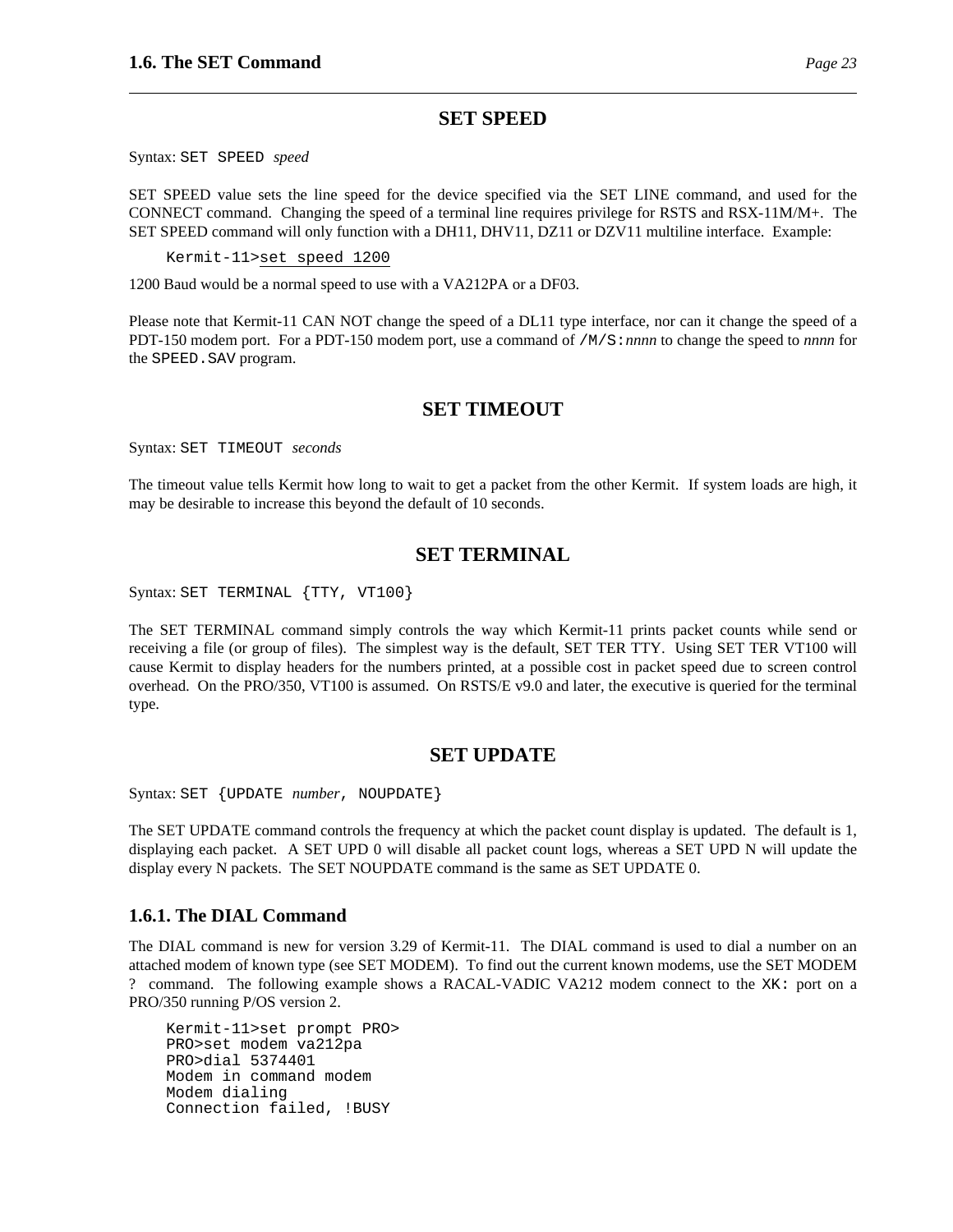## SET SPEED

Syntax: `SET SPEED` *speed*

SET SPEED value sets the line speed for the device specified via the SET LINE command, and used for the CONNECT command. Changing the speed of a terminal line requires privilege for RSTS and RSX-11M/M+. The SET SPEED command will only function with a DH11, DHV11, DZ11 or DZV11 multiline interface. Example:

```
Kermit-11>set speed 1200
```

1200 Baud would be a normal speed to use with a VA212PA or a DF03.

Please note that Kermit-11 CAN NOT change the speed of a DL11 type interface, nor can it change the speed of a PDT-150 modem port. For a PDT-150 modem port, use a command of `/M/S:`*nnnn* to change the speed to *nnnn* for the `SPEED.SAV` program.

## SET TIMEOUT

Syntax: `SET TIMEOUT` *seconds*

The timeout value tells Kermit how long to wait to get a packet from the other Kermit. If system loads are high, it may be desirable to increase this beyond the default of 10 seconds.

## SET TERMINAL

Syntax: `SET TERMINAL {TTY, VT100}`

The SET TERMINAL command simply controls the way which Kermit-11 prints packet counts while send or receiving a file (or group of files). The simplest way is the default, SET TER TTY. Using SET TER VT100 will cause Kermit to display headers for the numbers printed, at a possible cost in packet speed due to screen control overhead. On the PRO/350, VT100 is assumed. On RSTS/E v9.0 and later, the executive is queried for the terminal type.

## SET UPDATE

Syntax: `SET {UPDATE` *number*`, NOUPDATE}`

The SET UPDATE command controls the frequency at which the packet count display is updated. The default is 1, displaying each packet. A SET UPD 0 will disable all packet count logs, whereas a SET UPD N will update the display every N packets. The SET NOUPDATE command is the same as SET UPDATE 0.

### 1.6.1. The DIAL Command

The DIAL command is new for version 3.29 of Kermit-11. The DIAL command is used to dial a number on an attached modem of known type (see SET MODEM). To find out the current known modems, use the SET MODEM ? command. The following example shows a RACAL-VADIC VA212 modem connect to the `XK:` port on a PRO/350 running P/OS version 2.

```
Kermit-11>set prompt PRO>
PRO>set modem va212pa
PRO>dial 5374401
Modem in command modem
Modem dialing
Connection failed, !BUSY
```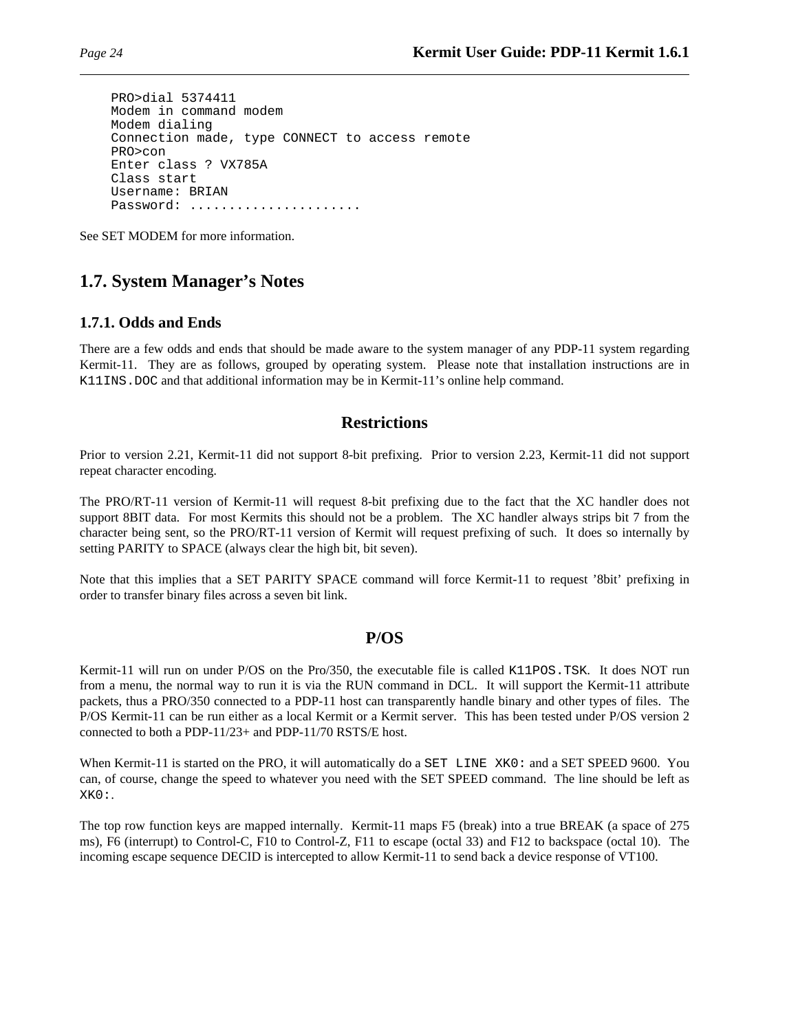```
PRO>dial 5374411
Modem in command modem
Modem dialing
Connection made, type CONNECT to access remote
PRO>con
Enter class ? VX785A
Class start
Username: BRIAN
Password: ......................
```

See SET MODEM for more information.

## 1.7. System Manager's Notes

### 1.7.1. Odds and Ends

There are a few odds and ends that should be made aware to the system manager of any PDP-11 system regarding Kermit-11. They are as follows, grouped by operating system. Please note that installation instructions are in `K11INS.DOC` and that additional information may be in Kermit-11's online help command.

#### Restrictions

Prior to version 2.21, Kermit-11 did not support 8-bit prefixing. Prior to version 2.23, Kermit-11 did not support repeat character encoding.

The PRO/RT-11 version of Kermit-11 will request 8-bit prefixing due to the fact that the XC handler does not support 8BIT data. For most Kermits this should not be a problem. The XC handler always strips bit 7 from the character being sent, so the PRO/RT-11 version of Kermit will request prefixing of such. It does so internally by setting PARITY to SPACE (always clear the high bit, bit seven).

Note that this implies that a SET PARITY SPACE command will force Kermit-11 to request '8bit' prefixing in order to transfer binary files across a seven bit link.

#### P/OS

Kermit-11 will run on under P/OS on the Pro/350, the executable file is called `K11POS.TSK`. It does NOT run from a menu, the normal way to run it is via the RUN command in DCL. It will support the Kermit-11 attribute packets, thus a PRO/350 connected to a PDP-11 host can transparently handle binary and other types of files. The P/OS Kermit-11 can be run either as a local Kermit or a Kermit server. This has been tested under P/OS version 2 connected to both a PDP-11/23+ and PDP-11/70 RSTS/E host.

When Kermit-11 is started on the PRO, it will automatically do a `SET LINE XK0:` and a SET SPEED 9600. You can, of course, change the speed to whatever you need with the SET SPEED command. The line should be left as `XK0:`.

The top row function keys are mapped internally. Kermit-11 maps F5 (break) into a true BREAK (a space of 275 ms), F6 (interrupt) to Control-C, F10 to Control-Z, F11 to escape (octal 33) and F12 to backspace (octal 10). The incoming escape sequence DECID is intercepted to allow Kermit-11 to send back a device response of VT100.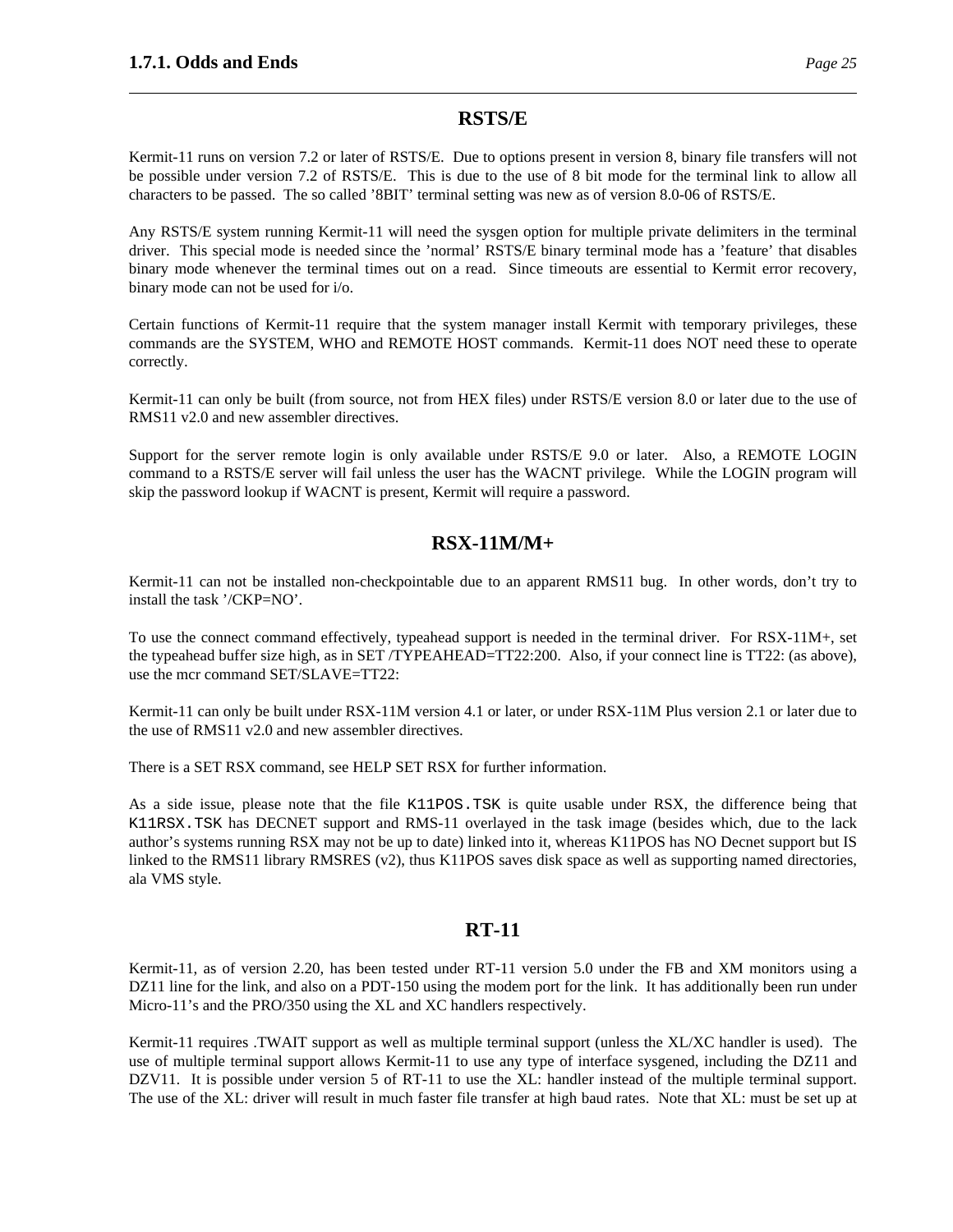## RSTS/E

Kermit-11 runs on version 7.2 or later of RSTS/E. Due to options present in version 8, binary file transfers will not be possible under version 7.2 of RSTS/E. This is due to the use of 8 bit mode for the terminal link to allow all characters to be passed. The so called '8BIT' terminal setting was new as of version 8.0-06 of RSTS/E.

Any RSTS/E system running Kermit-11 will need the sysgen option for multiple private delimiters in the terminal driver. This special mode is needed since the 'normal' RSTS/E binary terminal mode has a 'feature' that disables binary mode whenever the terminal times out on a read. Since timeouts are essential to Kermit error recovery, binary mode can not be used for i/o.

Certain functions of Kermit-11 require that the system manager install Kermit with temporary privileges, these commands are the SYSTEM, WHO and REMOTE HOST commands. Kermit-11 does NOT need these to operate correctly.

Kermit-11 can only be built (from source, not from HEX files) under RSTS/E version 8.0 or later due to the use of RMS11 v2.0 and new assembler directives.

Support for the server remote login is only available under RSTS/E 9.0 or later. Also, a REMOTE LOGIN command to a RSTS/E server will fail unless the user has the WACNT privilege. While the LOGIN program will skip the password lookup if WACNT is present, Kermit will require a password.

## RSX-11M/M+

Kermit-11 can not be installed non-checkpointable due to an apparent RMS11 bug. In other words, don't try to install the task '/CKP=NO'.

To use the connect command effectively, typeahead support is needed in the terminal driver. For RSX-11M+, set the typeahead buffer size high, as in SET /TYPEAHEAD=TT22:200. Also, if your connect line is TT22: (as above), use the mcr command SET/SLAVE=TT22:

Kermit-11 can only be built under RSX-11M version 4.1 or later, or under RSX-11M Plus version 2.1 or later due to the use of RMS11 v2.0 and new assembler directives.

There is a SET RSX command, see HELP SET RSX for further information.

As a side issue, please note that the file `K11POS.TSK` is quite usable under RSX, the difference being that `K11RSX.TSK` has DECNET support and RMS-11 overlayed in the task image (besides which, due to the lack author's systems running RSX may not be up to date) linked into it, whereas K11POS has NO Decnet support but IS linked to the RMS11 library RMSRES (v2), thus K11POS saves disk space as well as supporting named directories, ala VMS style.

## RT-11

Kermit-11, as of version 2.20, has been tested under RT-11 version 5.0 under the FB and XM monitors using a DZ11 line for the link, and also on a PDT-150 using the modem port for the link. It has additionally been run under Micro-11's and the PRO/350 using the XL and XC handlers respectively.

Kermit-11 requires .TWAIT support as well as multiple terminal support (unless the XL/XC handler is used). The use of multiple terminal support allows Kermit-11 to use any type of interface sysgened, including the DZ11 and DZV11. It is possible under version 5 of RT-11 to use the XL: handler instead of the multiple terminal support. The use of the XL: driver will result in much faster file transfer at high baud rates. Note that XL: must be set up at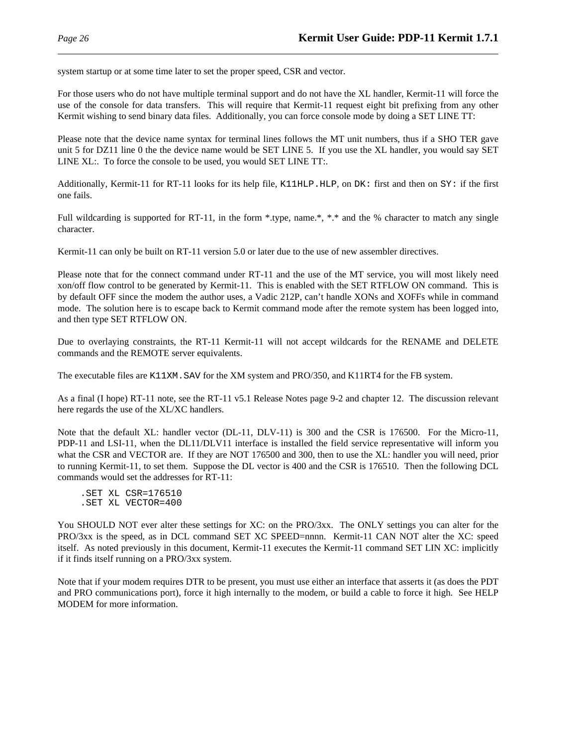system startup or at some time later to set the proper speed, CSR and vector.

For those users who do not have multiple terminal support and do not have the XL handler, Kermit-11 will force the use of the console for data transfers. This will require that Kermit-11 request eight bit prefixing from any other Kermit wishing to send binary data files. Additionally, you can force console mode by doing a SET LINE TT:

Please note that the device name syntax for terminal lines follows the MT unit numbers, thus if a SHO TER gave unit 5 for DZ11 line 0 the the device name would be SET LINE 5. If you use the XL handler, you would say SET LINE XL:. To force the console to be used, you would SET LINE TT:.

Additionally, Kermit-11 for RT-11 looks for its help file, `K11HLP.HLP`, on `DK:` first and then on `SY:` if the first one fails.

Full wildcarding is supported for RT-11, in the form *.type, name.*, *.* and the % character to match any single character.

Kermit-11 can only be built on RT-11 version 5.0 or later due to the use of new assembler directives.

Please note that for the connect command under RT-11 and the use of the MT service, you will most likely need xon/off flow control to be generated by Kermit-11. This is enabled with the SET RTFLOW ON command. This is by default OFF since the modem the author uses, a Vadic 212P, can't handle XONs and XOFFs while in command mode. The solution here is to escape back to Kermit command mode after the remote system has been logged into, and then type SET RTFLOW ON.

Due to overlaying constraints, the RT-11 Kermit-11 will not accept wildcards for the RENAME and DELETE commands and the REMOTE server equivalents.

The executable files are `K11XM.SAV` for the XM system and PRO/350, and K11RT4 for the FB system.

As a final (I hope) RT-11 note, see the RT-11 v5.1 Release Notes page 9-2 and chapter 12. The discussion relevant here regards the use of the XL/XC handlers.

Note that the default XL: handler vector (DL-11, DLV-11) is 300 and the CSR is 176500. For the Micro-11, PDP-11 and LSI-11, when the DL11/DLV11 interface is installed the field service representative will inform you what the CSR and VECTOR are. If they are NOT 176500 and 300, then to use the XL: handler you will need, prior to running Kermit-11, to set them. Suppose the DL vector is 400 and the CSR is 176510. Then the following DCL commands would set the addresses for RT-11:

```
.SET XL CSR=176510
.SET XL VECTOR=400
```

You SHOULD NOT ever alter these settings for XC: on the PRO/3xx. The ONLY settings you can alter for the PRO/3xx is the speed, as in DCL command SET XC SPEED=nnnn. Kermit-11 CAN NOT alter the XC: speed itself. As noted previously in this document, Kermit-11 executes the Kermit-11 command SET LIN XC: implicitly if it finds itself running on a PRO/3xx system.

Note that if your modem requires DTR to be present, you must use either an interface that asserts it (as does the PDT and PRO communications port), force it high internally to the modem, or build a cable to force it high. See HELP MODEM for more information.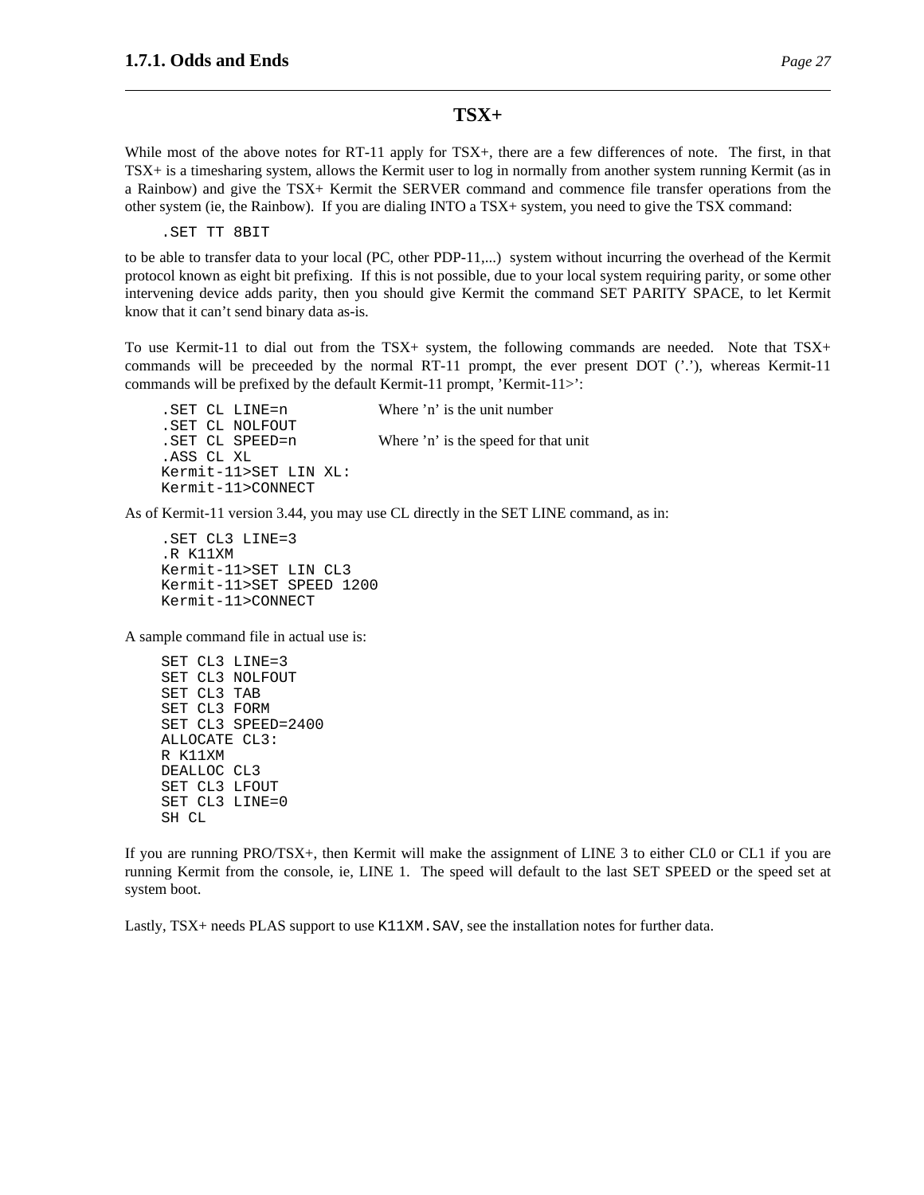## TSX+

While most of the above notes for RT-11 apply for TSX+, there are a few differences of note. The first, in that TSX+ is a timesharing system, allows the Kermit user to log in normally from another system running Kermit (as in a Rainbow) and give the TSX+ Kermit the SERVER command and commence file transfer operations from the other system (ie, the Rainbow). If you are dialing INTO a TSX+ system, you need to give the TSX command:

```
.SET TT 8BIT
```

to be able to transfer data to your local (PC, other PDP-11,...) system without incurring the overhead of the Kermit protocol known as eight bit prefixing. If this is not possible, due to your local system requiring parity, or some other intervening device adds parity, then you should give Kermit the command SET PARITY SPACE, to let Kermit know that it can't send binary data as-is.

To use Kermit-11 to dial out from the TSX+ system, the following commands are needed. Note that TSX+ commands will be preceeded by the normal RT-11 prompt, the ever present DOT ('.'), whereas Kermit-11 commands will be prefixed by the default Kermit-11 prompt, 'Kermit-11>':

```
.SET CL LINE=n          Where 'n' is the unit number
.SET CL NOLFOUT
.SET CL SPEED=n         Where 'n' is the speed for that unit
.ASS CL XL
Kermit-11>SET LIN XL:
Kermit-11>CONNECT
```

As of Kermit-11 version 3.44, you may use CL directly in the SET LINE command, as in:

```
.SET CL3 LINE=3
.R K11XM
Kermit-11>SET LIN CL3
Kermit-11>SET SPEED 1200
Kermit-11>CONNECT
```

A sample command file in actual use is:

```
SET CL3 LINE=3
SET CL3 NOLFOUT
SET CL3 TAB
SET CL3 FORM
SET CL3 SPEED=2400
ALLOCATE CL3:
R K11XM
DEALLOC CL3
SET CL3 LFOUT
SET CL3 LINE=0
SH CL
```

If you are running PRO/TSX+, then Kermit will make the assignment of LINE 3 to either CL0 or CL1 if you are running Kermit from the console, ie, LINE 1. The speed will default to the last SET SPEED or the speed set at system boot.

Lastly, TSX+ needs PLAS support to use `K11XM.SAV`, see the installation notes for further data.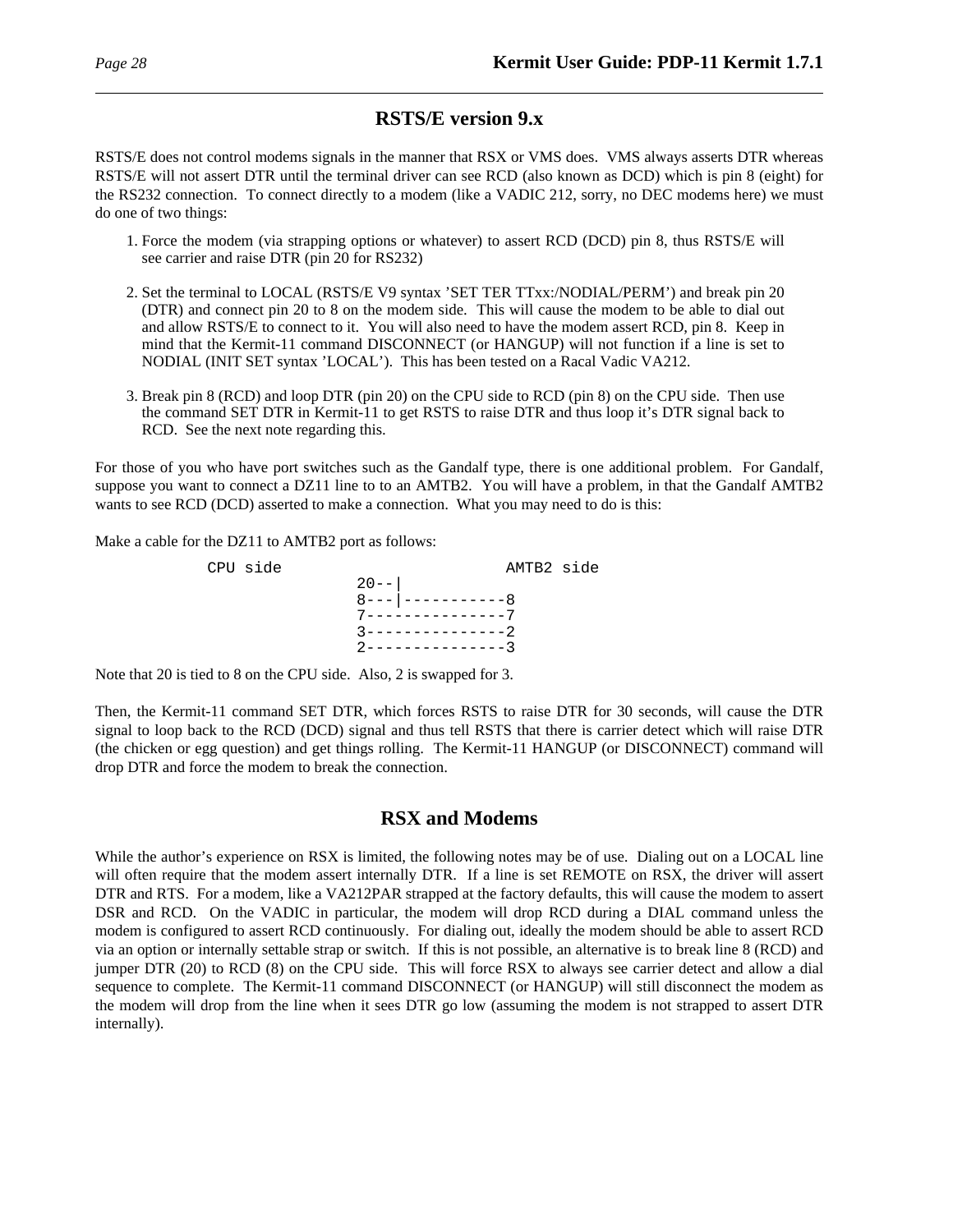## RSTS/E version 9.x

RSTS/E does not control modems signals in the manner that RSX or VMS does. VMS always asserts DTR whereas RSTS/E will not assert DTR until the terminal driver can see RCD (also known as DCD) which is pin 8 (eight) for the RS232 connection. To connect directly to a modem (like a VADIC 212, sorry, no DEC modems here) we must do one of two things:

1. Force the modem (via strapping options or whatever) to assert RCD (DCD) pin 8, thus RSTS/E will see carrier and raise DTR (pin 20 for RS232)

2. Set the terminal to LOCAL (RSTS/E V9 syntax 'SET TER TTxx:/NODIAL/PERM') and break pin 20 (DTR) and connect pin 20 to 8 on the modem side. This will cause the modem to be able to dial out and allow RSTS/E to connect to it. You will also need to have the modem assert RCD, pin 8. Keep in mind that the Kermit-11 command DISCONNECT (or HANGUP) will not function if a line is set to NODIAL (INIT SET syntax 'LOCAL'). This has been tested on a Racal Vadic VA212.

3. Break pin 8 (RCD) and loop DTR (pin 20) on the CPU side to RCD (pin 8) on the CPU side. Then use the command SET DTR in Kermit-11 to get RSTS to raise DTR and thus loop it's DTR signal back to RCD. See the next note regarding this.

For those of you who have port switches such as the Gandalf type, there is one additional problem. For Gandalf, suppose you want to connect a DZ11 line to to an AMTB2. You will have a problem, in that the Gandalf AMTB2 wants to see RCD (DCD) asserted to make a connection. What you may need to do is this:

Make a cable for the DZ11 to AMTB2 port as follows:

```
      CPU side                    AMTB2 side
                  20--|
                  8---|-----------8
                  7---------------7
                  3---------------2
                  2---------------3
```

Note that 20 is tied to 8 on the CPU side. Also, 2 is swapped for 3.

Then, the Kermit-11 command SET DTR, which forces RSTS to raise DTR for 30 seconds, will cause the DTR signal to loop back to the RCD (DCD) signal and thus tell RSTS that there is carrier detect which will raise DTR (the chicken or egg question) and get things rolling. The Kermit-11 HANGUP (or DISCONNECT) command will drop DTR and force the modem to break the connection.

## RSX and Modems

While the author's experience on RSX is limited, the following notes may be of use. Dialing out on a LOCAL line will often require that the modem assert internally DTR. If a line is set REMOTE on RSX, the driver will assert DTR and RTS. For a modem, like a VA212PAR strapped at the factory defaults, this will cause the modem to assert DSR and RCD. On the VADIC in particular, the modem will drop RCD during a DIAL command unless the modem is configured to assert RCD continuously. For dialing out, ideally the modem should be able to assert RCD via an option or internally settable strap or switch. If this is not possible, an alternative is to break line 8 (RCD) and jumper DTR (20) to RCD (8) on the CPU side. This will force RSX to always see carrier detect and allow a dial sequence to complete. The Kermit-11 command DISCONNECT (or HANGUP) will still disconnect the modem as the modem will drop from the line when it sees DTR go low (assuming the modem is not strapped to assert DTR internally).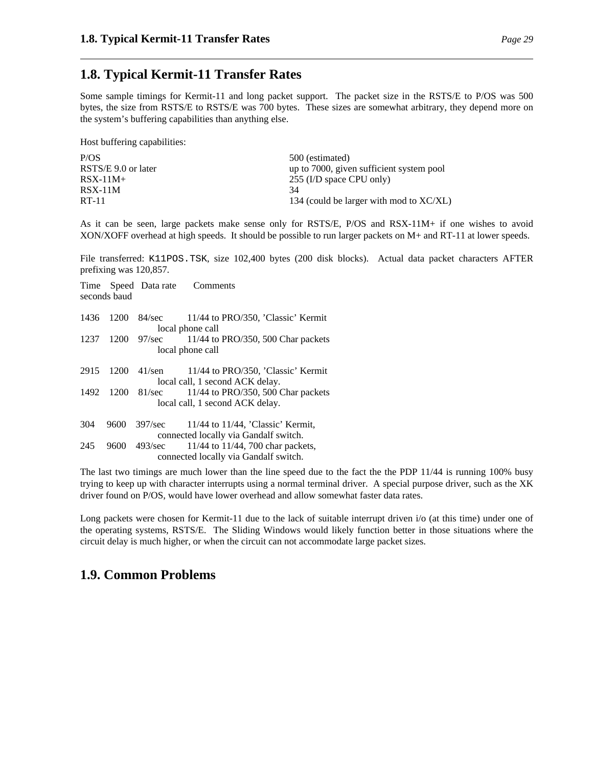## 1.8. Typical Kermit-11 Transfer Rates

Some sample timings for Kermit-11 and long packet support. The packet size in the RSTS/E to P/OS was 500 bytes, the size from RSTS/E to RSTS/E was 700 bytes. These sizes are somewhat arbitrary, they depend more on the system's buffering capabilities than anything else.

Host buffering capabilities:

| | |
|---|---|
| P/OS | 500 (estimated) |
| RSTS/E 9.0 or later | up to 7000, given sufficient system pool |
| RSX-11M+ | 255 (I/D space CPU only) |
| RSX-11M | 34 |
| RT-11 | 134 (could be larger with mod to XC/XL) |

As it can be seen, large packets make sense only for RSTS/E, P/OS and RSX-11M+ if one wishes to avoid XON/XOFF overhead at high speeds. It should be possible to run larger packets on M+ and RT-11 at lower speeds.

File transferred: `K11POS.TSK`, size 102,400 bytes (200 disk blocks). Actual data packet characters AFTER prefixing was 120,857.

| Time seconds | Speed baud | Data rate | Comments |
|---|---|---|---|
| 1436 | 1200 | 84/sec | 11/44 to PRO/350, 'Classic' Kermit local phone call |
| 1237 | 1200 | 97/sec | 11/44 to PRO/350, 500 Char packets local phone call |
| 2915 | 1200 | 41/sen | 11/44 to PRO/350, 'Classic' Kermit local call, 1 second ACK delay. |
| 1492 | 1200 | 81/sec | 11/44 to PRO/350, 500 Char packets local call, 1 second ACK delay. |
| 304 | 9600 | 397/sec | 11/44 to 11/44, 'Classic' Kermit, connected locally via Gandalf switch. |
| 245 | 9600 | 493/sec | 11/44 to 11/44, 700 char packets, connected locally via Gandalf switch. |

The last two timings are much lower than the line speed due to the fact the the PDP 11/44 is running 100% busy trying to keep up with character interrupts using a normal terminal driver. A special purpose driver, such as the XK driver found on P/OS, would have lower overhead and allow somewhat faster data rates.

Long packets were chosen for Kermit-11 due to the lack of suitable interrupt driven i/o (at this time) under one of the operating systems, RSTS/E. The Sliding Windows would likely function better in those situations where the circuit delay is much higher, or when the circuit can not accommodate large packet sizes.

## 1.9. Common Problems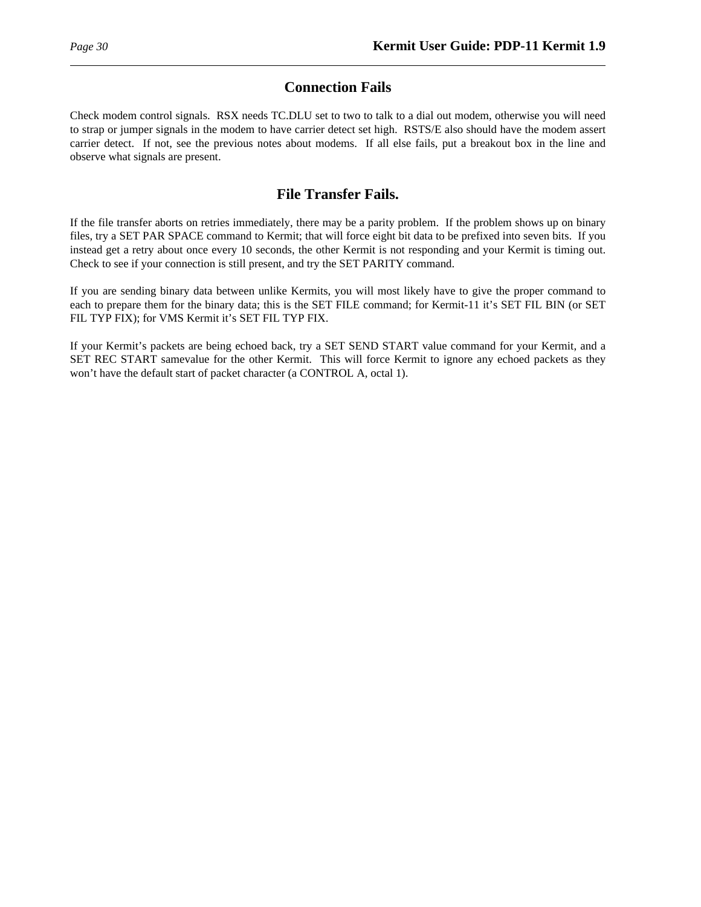## Connection Fails

Check modem control signals. RSX needs TC.DLU set to two to talk to a dial out modem, otherwise you will need to strap or jumper signals in the modem to have carrier detect set high. RSTS/E also should have the modem assert carrier detect. If not, see the previous notes about modems. If all else fails, put a breakout box in the line and observe what signals are present.

## File Transfer Fails.

If the file transfer aborts on retries immediately, there may be a parity problem. If the problem shows up on binary files, try a SET PAR SPACE command to Kermit; that will force eight bit data to be prefixed into seven bits. If you instead get a retry about once every 10 seconds, the other Kermit is not responding and your Kermit is timing out. Check to see if your connection is still present, and try the SET PARITY command.

If you are sending binary data between unlike Kermits, you will most likely have to give the proper command to each to prepare them for the binary data; this is the SET FILE command; for Kermit-11 it's SET FIL BIN (or SET FIL TYP FIX); for VMS Kermit it's SET FIL TYP FIX.

If your Kermit's packets are being echoed back, try a SET SEND START value command for your Kermit, and a SET REC START samevalue for the other Kermit. This will force Kermit to ignore any echoed packets as they won't have the default start of packet character (a CONTROL A, octal 1).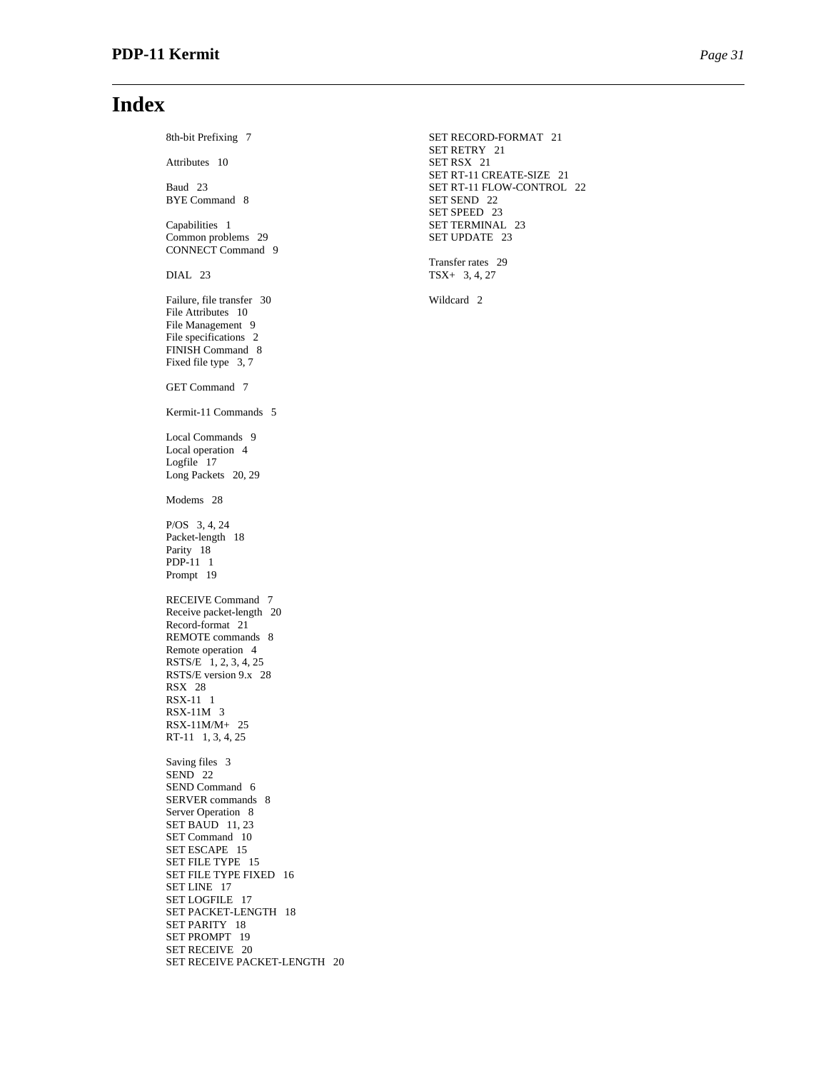# Index

8th-bit Prefixing 7

Attributes 10

Baud 23
BYE Command 8

Capabilities 1
Common problems 29
CONNECT Command 9

DIAL 23

Failure, file transfer 30
File Attributes 10
File Management 9
File specifications 2
FINISH Command 8
Fixed file type 3, 7

GET Command 7

Kermit-11 Commands 5

Local Commands 9
Local operation 4
Logfile 17
Long Packets 20, 29

Modems 28

P/OS 3, 4, 24
Packet-length 18
Parity 18
PDP-11 1
Prompt 19

RECEIVE Command 7
Receive packet-length 20
Record-format 21
REMOTE commands 8
Remote operation 4
RSTS/E 1, 2, 3, 4, 25
RSTS/E version 9.x 28
RSX 28
RSX-11 1
RSX-11M 3
RSX-11M/M+ 25
RT-11 1, 3, 4, 25

Saving files 3
SEND 22
SEND Command 6
SERVER commands 8
Server Operation 8
SET BAUD 11, 23
SET Command 10
SET ESCAPE 15
SET FILE TYPE 15
SET FILE TYPE FIXED 16
SET LINE 17
SET LOGFILE 17
SET PACKET-LENGTH 18
SET PARITY 18
SET PROMPT 19
SET RECEIVE 20
SET RECEIVE PACKET-LENGTH 20
SET RECORD-FORMAT 21
SET RETRY 21
SET RSX 21
SET RT-11 CREATE-SIZE 21
SET RT-11 FLOW-CONTROL 22
SET SEND 22
SET SPEED 23
SET TERMINAL 23
SET UPDATE 23

Transfer rates 29
TSX+ 3, 4, 27

Wildcard 2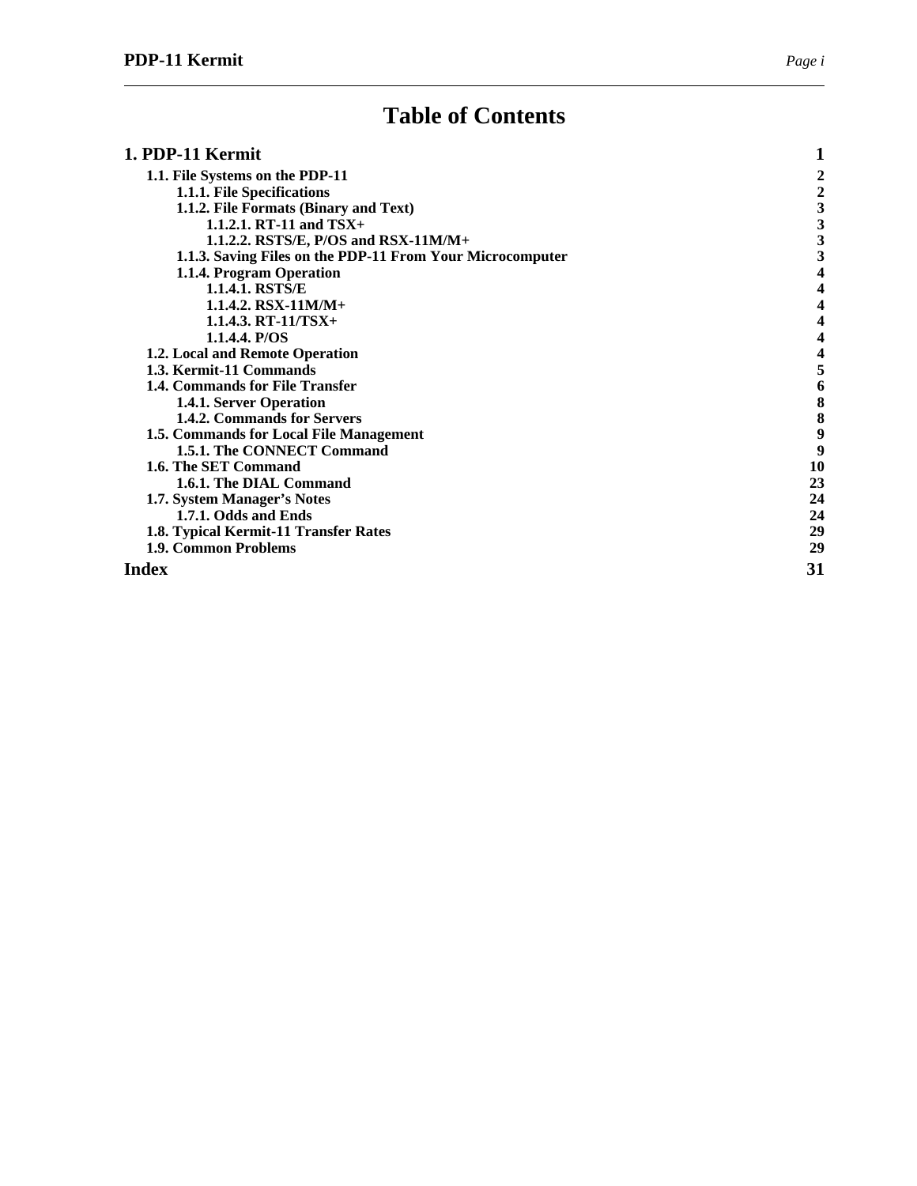# Table of Contents

| | |
|---|---|
| **1. PDP-11 Kermit** | **1** |
| 1.1. File Systems on the PDP-11 | 2 |
| 1.1.1. File Specifications | 2 |
| 1.1.2. File Formats (Binary and Text) | 3 |
| 1.1.2.1. RT-11 and TSX+ | 3 |
| 1.1.2.2. RSTS/E, P/OS and RSX-11M/M+ | 3 |
| 1.1.3. Saving Files on the PDP-11 From Your Microcomputer | 3 |
| 1.1.4. Program Operation | 4 |
| 1.1.4.1. RSTS/E | 4 |
| 1.1.4.2. RSX-11M/M+ | 4 |
| 1.1.4.3. RT-11/TSX+ | 4 |
| 1.1.4.4. P/OS | 4 |
| 1.2. Local and Remote Operation | 4 |
| 1.3. Kermit-11 Commands | 5 |
| 1.4. Commands for File Transfer | 6 |
| 1.4.1. Server Operation | 8 |
| 1.4.2. Commands for Servers | 8 |
| 1.5. Commands for Local File Management | 9 |
| 1.5.1. The CONNECT Command | 9 |
| 1.6. The SET Command | 10 |
| 1.6.1. The DIAL Command | 23 |
| 1.7. System Manager's Notes | 24 |
| 1.7.1. Odds and Ends | 24 |
| 1.8. Typical Kermit-11 Transfer Rates | 29 |
| 1.9. Common Problems | 29 |
| **Index** | **31** |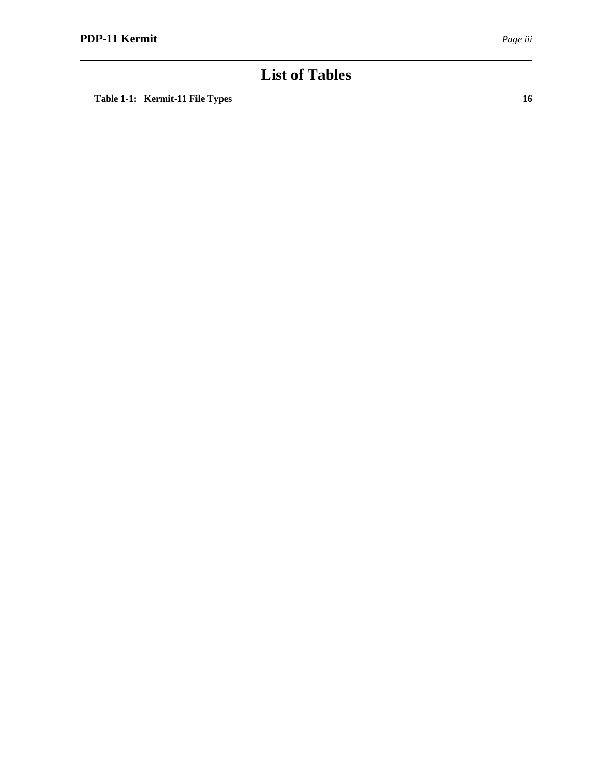# List of Tables

**Table 1-1: Kermit-11 File Types** **16**